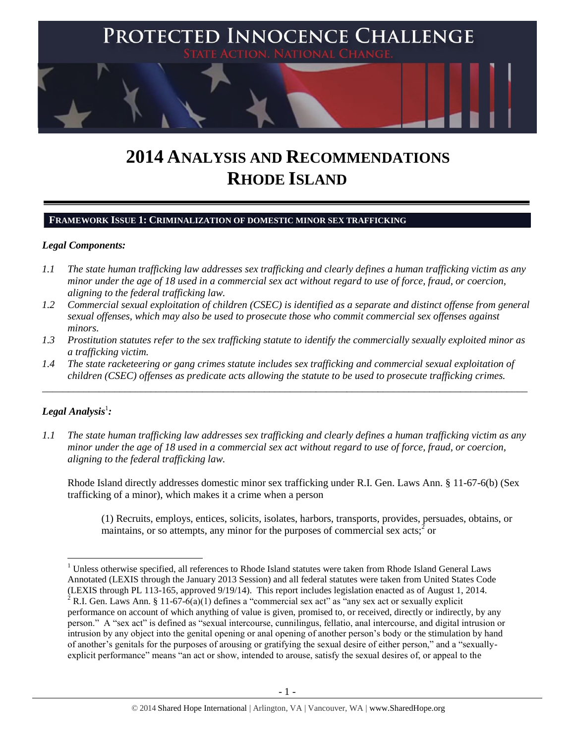# 2014 ANALYSIS AND RECOMMENDATIONS RHODE ISLAND

## FRAMEWORK ISSUE 1: CRIMINALIZATION OF DOMESTIC MINOR SEX TRAFFICKING

### *Legal Components:*

*1.1 The state human trafficking law addresses sex trafficking and clearly defines a human trafficking victim as any minor under the age of 18 used in a commercial sex act without regard to use of force, fraud, or coercion, aligning to the federal trafficking law.*

*1.2 Commercial sexual exploitation of children (CSEC) is identified as a separate and distinct offense from general sexual offenses, which may also be used to prosecute those who commit commercial sex offenses against minors.*

*1.3 Prostitution statutes refer to the sex trafficking statute to identify the commercially sexually exploited minor as a trafficking victim.*

*1.4 The state racketeering or gang crimes statute includes sex trafficking and commercial sexual exploitation of children (CSEC) offenses as predicate acts allowing the statute to be used to prosecute trafficking crimes.*

---

### *Legal Analysis*[1]*:*

*1.1 The state human trafficking law addresses sex trafficking and clearly defines a human trafficking victim as any minor under the age of 18 used in a commercial sex act without regard to use of force, fraud, or coercion, aligning to the federal trafficking law.*

Rhode Island directly addresses domestic minor sex trafficking under R.I. Gen. Laws Ann. § 11-67-6(b) (Sex trafficking of a minor), which makes it a crime when a person

> (1) Recruits, employs, entices, solicits, isolates, harbors, transports, provides, persuades, obtains, or maintains, or so attempts, any minor for the purposes of commercial sex acts;[2] or

---

[1] Unless otherwise specified, all references to Rhode Island statutes were taken from Rhode Island General Laws Annotated (LEXIS through the January 2013 Session) and all federal statutes were taken from United States Code (LEXIS through PL 113-165, approved 9/19/14). This report includes legislation enacted as of August 1, 2014.

[2] R.I. Gen. Laws Ann. § 11-67-6(a)(1) defines a "commercial sex act" as "any sex act or sexually explicit performance on account of which anything of value is given, promised to, or received, directly or indirectly, by any person." A "sex act" is defined as "sexual intercourse, cunnilingus, fellatio, anal intercourse, and digital intrusion or intrusion by any object into the genital opening or anal opening of another person's body or the stimulation by hand of another's genitals for the purposes of arousing or gratifying the sexual desire of either person," and a "sexually-explicit performance" means "an act or show, intended to arouse, satisfy the sexual desires of, or appeal to the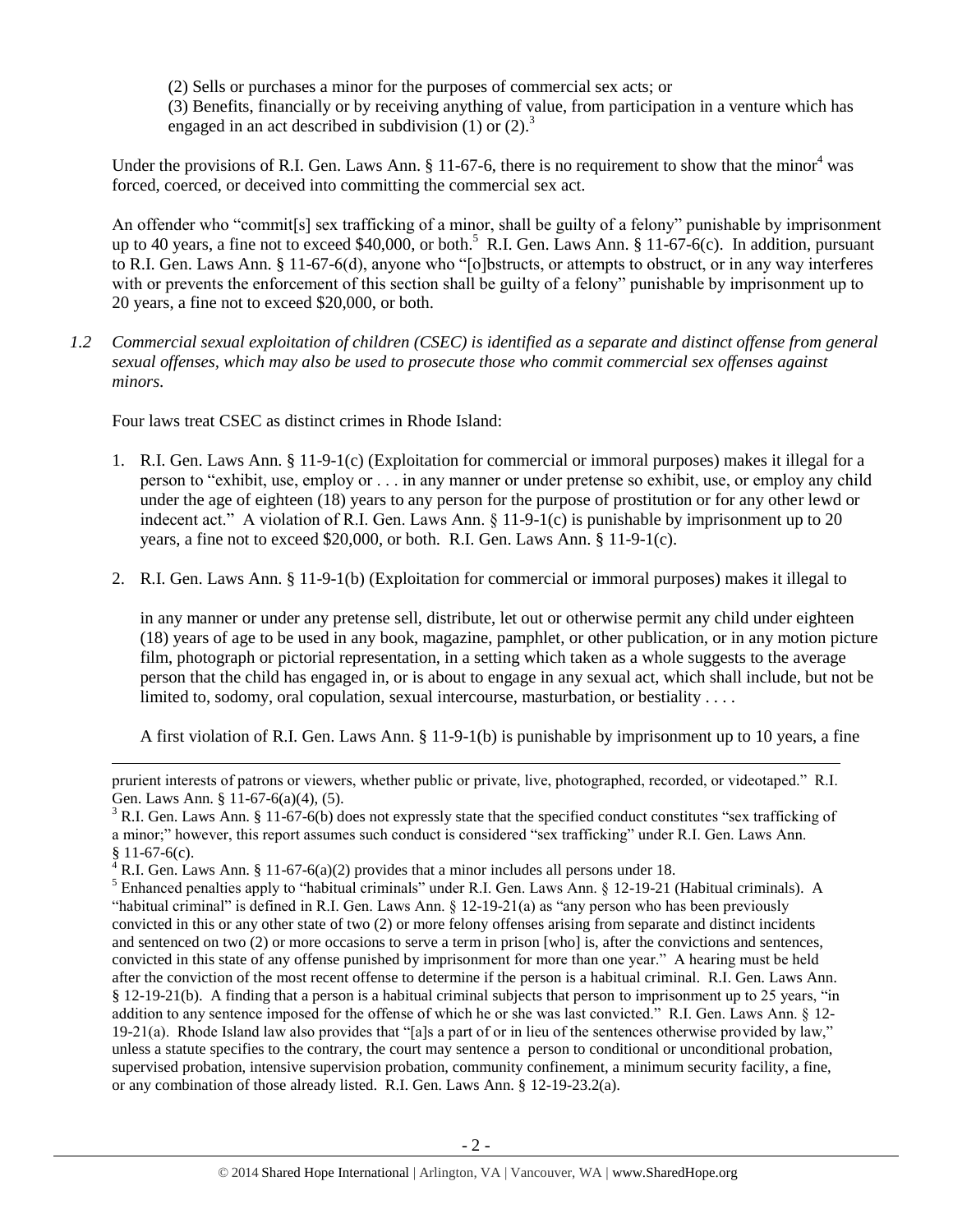(2) Sells or purchases a minor for the purposes of commercial sex acts; or

(3) Benefits, financially or by receiving anything of value, from participation in a venture which has engaged in an act described in subdivision (1) or (2).[3]

Under the provisions of R.I. Gen. Laws Ann. § 11-67-6, there is no requirement to show that the minor[4] was forced, coerced, or deceived into committing the commercial sex act.

An offender who "commit[s] sex trafficking of a minor, shall be guilty of a felony" punishable by imprisonment up to 40 years, a fine not to exceed $40,000, or both.[5] R.I. Gen. Laws Ann. § 11-67-6(c). In addition, pursuant to R.I. Gen. Laws Ann. § 11-67-6(d), anyone who "[o]bstructs, or attempts to obstruct, or in any way interferes with or prevents the enforcement of this section shall be guilty of a felony" punishable by imprisonment up to 20 years, a fine not to exceed $20,000, or both.

*1.2 Commercial sexual exploitation of children (CSEC) is identified as a separate and distinct offense from general sexual offenses, which may also be used to prosecute those who commit commercial sex offenses against minors.*

Four laws treat CSEC as distinct crimes in Rhode Island:

1. R.I. Gen. Laws Ann. § 11-9-1(c) (Exploitation for commercial or immoral purposes) makes it illegal for a person to "exhibit, use, employ or . . . in any manner or under pretense so exhibit, use, or employ any child under the age of eighteen (18) years to any person for the purpose of prostitution or for any other lewd or indecent act." A violation of R.I. Gen. Laws Ann. § 11-9-1(c) is punishable by imprisonment up to 20 years, a fine not to exceed $20,000, or both. R.I. Gen. Laws Ann. § 11-9-1(c).

2. R.I. Gen. Laws Ann. § 11-9-1(b) (Exploitation for commercial or immoral purposes) makes it illegal to

   in any manner or under any pretense sell, distribute, let out or otherwise permit any child under eighteen (18) years of age to be used in any book, magazine, pamphlet, or other publication, or in any motion picture film, photograph or pictorial representation, in a setting which taken as a whole suggests to the average person that the child has engaged in, or is about to engage in any sexual act, which shall include, but not be limited to, sodomy, oral copulation, sexual intercourse, masturbation, or bestiality . . . .

   A first violation of R.I. Gen. Laws Ann. § 11-9-1(b) is punishable by imprisonment up to 10 years, a fine

---

prurient interests of patrons or viewers, whether public or private, live, photographed, recorded, or videotaped." R.I. Gen. Laws Ann. § 11-67-6(a)(4), (5).

[3] R.I. Gen. Laws Ann. § 11-67-6(b) does not expressly state that the specified conduct constitutes "sex trafficking of a minor;" however, this report assumes such conduct is considered "sex trafficking" under R.I. Gen. Laws Ann. § 11-67-6(c).

[4] R.I. Gen. Laws Ann. § 11-67-6(a)(2) provides that a minor includes all persons under 18.

[5] Enhanced penalties apply to "habitual criminals" under R.I. Gen. Laws Ann. § 12-19-21 (Habitual criminals). A "habitual criminal" is defined in R.I. Gen. Laws Ann. § 12-19-21(a) as "any person who has been previously convicted in this or any other state of two (2) or more felony offenses arising from separate and distinct incidents and sentenced on two (2) or more occasions to serve a term in prison [who] is, after the convictions and sentences, convicted in this state of any offense punished by imprisonment for more than one year." A hearing must be held after the conviction of the most recent offense to determine if the person is a habitual criminal. R.I. Gen. Laws Ann. § 12-19-21(b). A finding that a person is a habitual criminal subjects that person to imprisonment up to 25 years, "in addition to any sentence imposed for the offense of which he or she was last convicted." R.I. Gen. Laws Ann. § 12-19-21(a). Rhode Island law also provides that "[a]s a part of or in lieu of the sentences otherwise provided by law," unless a statute specifies to the contrary, the court may sentence a person to conditional or unconditional probation, supervised probation, intensive supervision probation, community confinement, a minimum security facility, a fine, or any combination of those already listed. R.I. Gen. Laws Ann. § 12-19-23.2(a).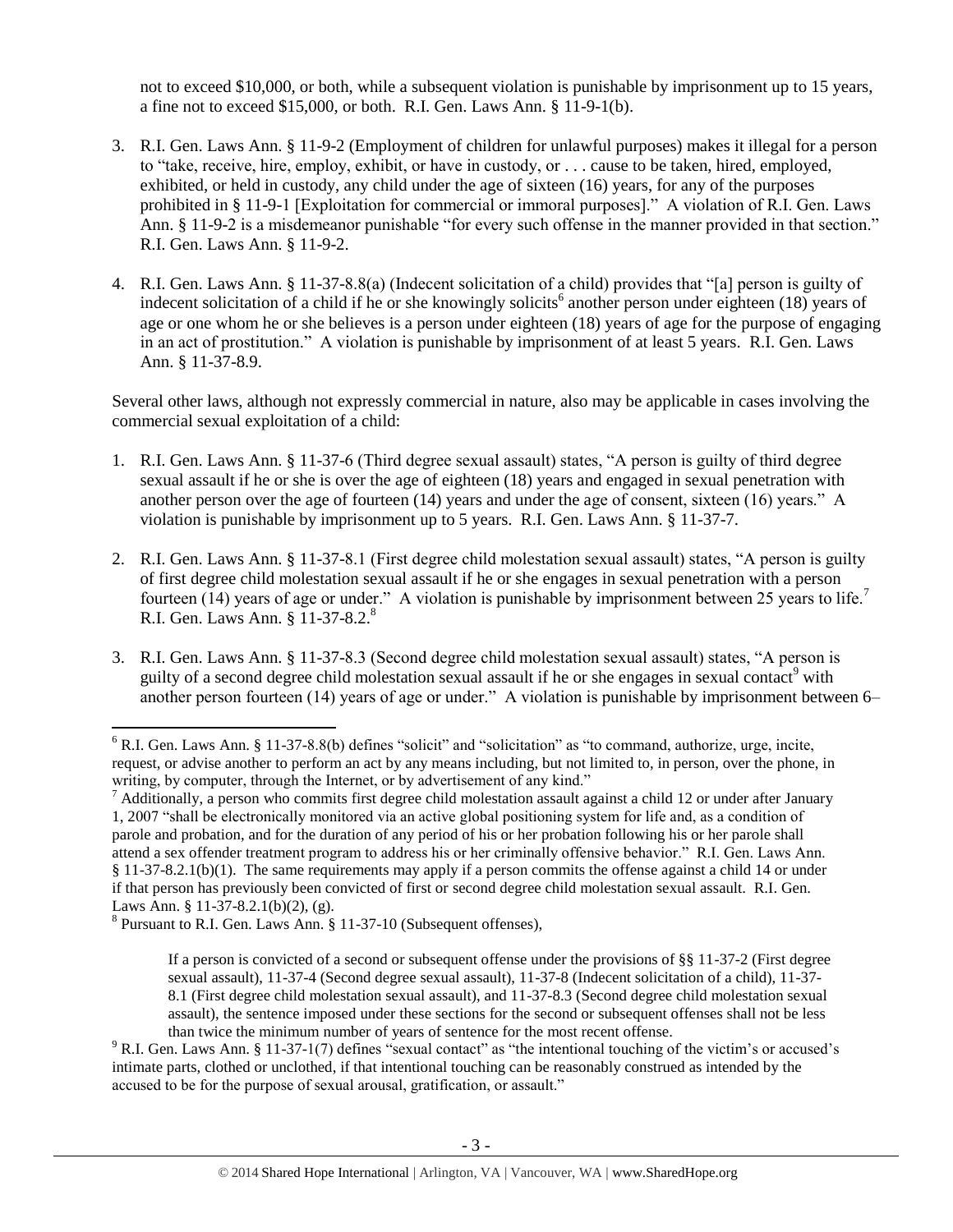not to exceed $10,000, or both, while a subsequent violation is punishable by imprisonment up to 15 years, a fine not to exceed $15,000, or both. R.I. Gen. Laws Ann. § 11-9-1(b).

3. R.I. Gen. Laws Ann. § 11-9-2 (Employment of children for unlawful purposes) makes it illegal for a person to "take, receive, hire, employ, exhibit, or have in custody, or . . . cause to be taken, hired, employed, exhibited, or held in custody, any child under the age of sixteen (16) years, for any of the purposes prohibited in § 11-9-1 [Exploitation for commercial or immoral purposes]." A violation of R.I. Gen. Laws Ann. § 11-9-2 is a misdemeanor punishable "for every such offense in the manner provided in that section." R.I. Gen. Laws Ann. § 11-9-2.

4. R.I. Gen. Laws Ann. § 11-37-8.8(a) (Indecent solicitation of a child) provides that "[a] person is guilty of indecent solicitation of a child if he or she knowingly solicits[6] another person under eighteen (18) years of age or one whom he or she believes is a person under eighteen (18) years of age for the purpose of engaging in an act of prostitution." A violation is punishable by imprisonment of at least 5 years. R.I. Gen. Laws Ann. § 11-37-8.9.

Several other laws, although not expressly commercial in nature, also may be applicable in cases involving the commercial sexual exploitation of a child:

1. R.I. Gen. Laws Ann. § 11-37-6 (Third degree sexual assault) states, "A person is guilty of third degree sexual assault if he or she is over the age of eighteen (18) years and engaged in sexual penetration with another person over the age of fourteen (14) years and under the age of consent, sixteen (16) years." A violation is punishable by imprisonment up to 5 years. R.I. Gen. Laws Ann. § 11-37-7.

2. R.I. Gen. Laws Ann. § 11-37-8.1 (First degree child molestation sexual assault) states, "A person is guilty of first degree child molestation sexual assault if he or she engages in sexual penetration with a person fourteen (14) years of age or under." A violation is punishable by imprisonment between 25 years to life.[7] R.I. Gen. Laws Ann. § 11-37-8.2.[8]

3. R.I. Gen. Laws Ann. § 11-37-8.3 (Second degree child molestation sexual assault) states, "A person is guilty of a second degree child molestation sexual assault if he or she engages in sexual contact[9] with another person fourteen (14) years of age or under." A violation is punishable by imprisonment between 6–

---

[6] R.I. Gen. Laws Ann. § 11-37-8.8(b) defines "solicit" and "solicitation" as "to command, authorize, urge, incite, request, or advise another to perform an act by any means including, but not limited to, in person, over the phone, in writing, by computer, through the Internet, or by advertisement of any kind."

[7] Additionally, a person who commits first degree child molestation assault against a child 12 or under after January 1, 2007 "shall be electronically monitored via an active global positioning system for life and, as a condition of parole and probation, and for the duration of any period of his or her probation following his or her parole shall attend a sex offender treatment program to address his or her criminally offensive behavior." R.I. Gen. Laws Ann. § 11-37-8.2.1(b)(1). The same requirements may apply if a person commits the offense against a child 14 or under if that person has previously been convicted of first or second degree child molestation sexual assault. R.I. Gen. Laws Ann. § 11-37-8.2.1(b)(2), (g).

[8] Pursuant to R.I. Gen. Laws Ann. § 11-37-10 (Subsequent offenses),

> If a person is convicted of a second or subsequent offense under the provisions of §§ 11-37-2 (First degree sexual assault), 11-37-4 (Second degree sexual assault), 11-37-8 (Indecent solicitation of a child), 11-37-8.1 (First degree child molestation sexual assault), and 11-37-8.3 (Second degree child molestation sexual assault), the sentence imposed under these sections for the second or subsequent offenses shall not be less than twice the minimum number of years of sentence for the most recent offense.

[9] R.I. Gen. Laws Ann. § 11-37-1(7) defines "sexual contact" as "the intentional touching of the victim's or accused's intimate parts, clothed or unclothed, if that intentional touching can be reasonably construed as intended by the accused to be for the purpose of sexual arousal, gratification, or assault."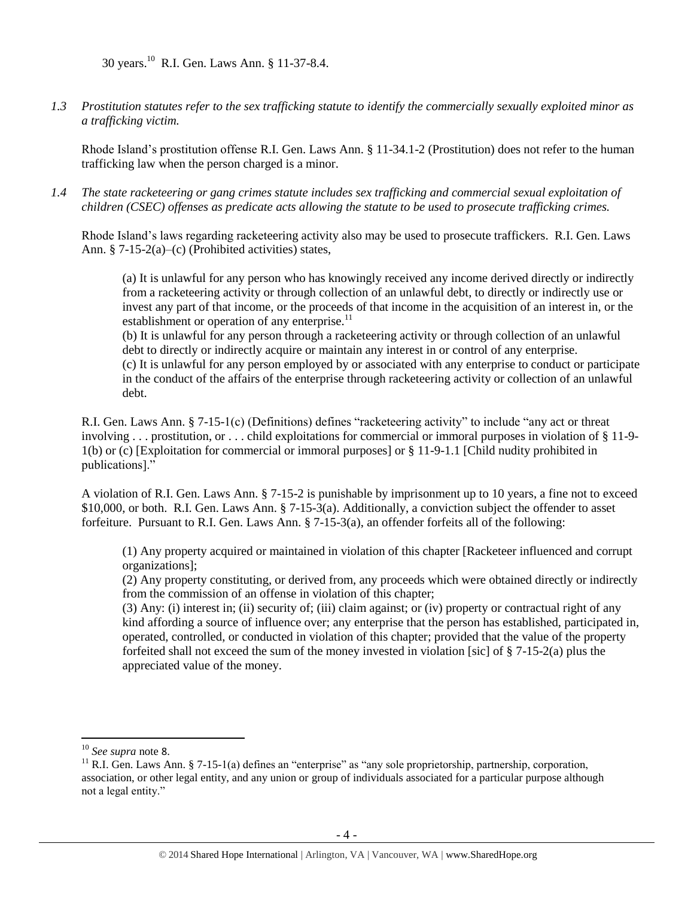30 years.[10] R.I. Gen. Laws Ann. § 11-37-8.4.

*1.3 Prostitution statutes refer to the sex trafficking statute to identify the commercially sexually exploited minor as a trafficking victim.*

Rhode Island's prostitution offense R.I. Gen. Laws Ann. § 11-34.1-2 (Prostitution) does not refer to the human trafficking law when the person charged is a minor.

*1.4 The state racketeering or gang crimes statute includes sex trafficking and commercial sexual exploitation of children (CSEC) offenses as predicate acts allowing the statute to be used to prosecute trafficking crimes.*

Rhode Island's laws regarding racketeering activity also may be used to prosecute traffickers. R.I. Gen. Laws Ann. § 7-15-2(a)–(c) (Prohibited activities) states,

> (a) It is unlawful for any person who has knowingly received any income derived directly or indirectly from a racketeering activity or through collection of an unlawful debt, to directly or indirectly use or invest any part of that income, or the proceeds of that income in the acquisition of an interest in, or the establishment or operation of any enterprise.[11]
>
> (b) It is unlawful for any person through a racketeering activity or through collection of an unlawful debt to directly or indirectly acquire or maintain any interest in or control of any enterprise.
>
> (c) It is unlawful for any person employed by or associated with any enterprise to conduct or participate in the conduct of the affairs of the enterprise through racketeering activity or collection of an unlawful debt.

R.I. Gen. Laws Ann. § 7-15-1(c) (Definitions) defines "racketeering activity" to include "any act or threat involving . . . prostitution, or . . . child exploitations for commercial or immoral purposes in violation of § 11-9-1(b) or (c) [Exploitation for commercial or immoral purposes] or § 11-9-1.1 [Child nudity prohibited in publications]."

A violation of R.I. Gen. Laws Ann. § 7-15-2 is punishable by imprisonment up to 10 years, a fine not to exceed $10,000, or both. R.I. Gen. Laws Ann. § 7-15-3(a). Additionally, a conviction subject the offender to asset forfeiture. Pursuant to R.I. Gen. Laws Ann. § 7-15-3(a), an offender forfeits all of the following:

> (1) Any property acquired or maintained in violation of this chapter [Racketeer influenced and corrupt organizations];
>
> (2) Any property constituting, or derived from, any proceeds which were obtained directly or indirectly from the commission of an offense in violation of this chapter;
>
> (3) Any: (i) interest in; (ii) security of; (iii) claim against; or (iv) property or contractual right of any kind affording a source of influence over; any enterprise that the person has established, participated in, operated, controlled, or conducted in violation of this chapter; provided that the value of the property forfeited shall not exceed the sum of the money invested in violation [sic] of § 7-15-2(a) plus the appreciated value of the money.

---

[10] *See supra* note 8.

[11] R.I. Gen. Laws Ann. § 7-15-1(a) defines an "enterprise" as "any sole proprietorship, partnership, corporation, association, or other legal entity, and any union or group of individuals associated for a particular purpose although not a legal entity."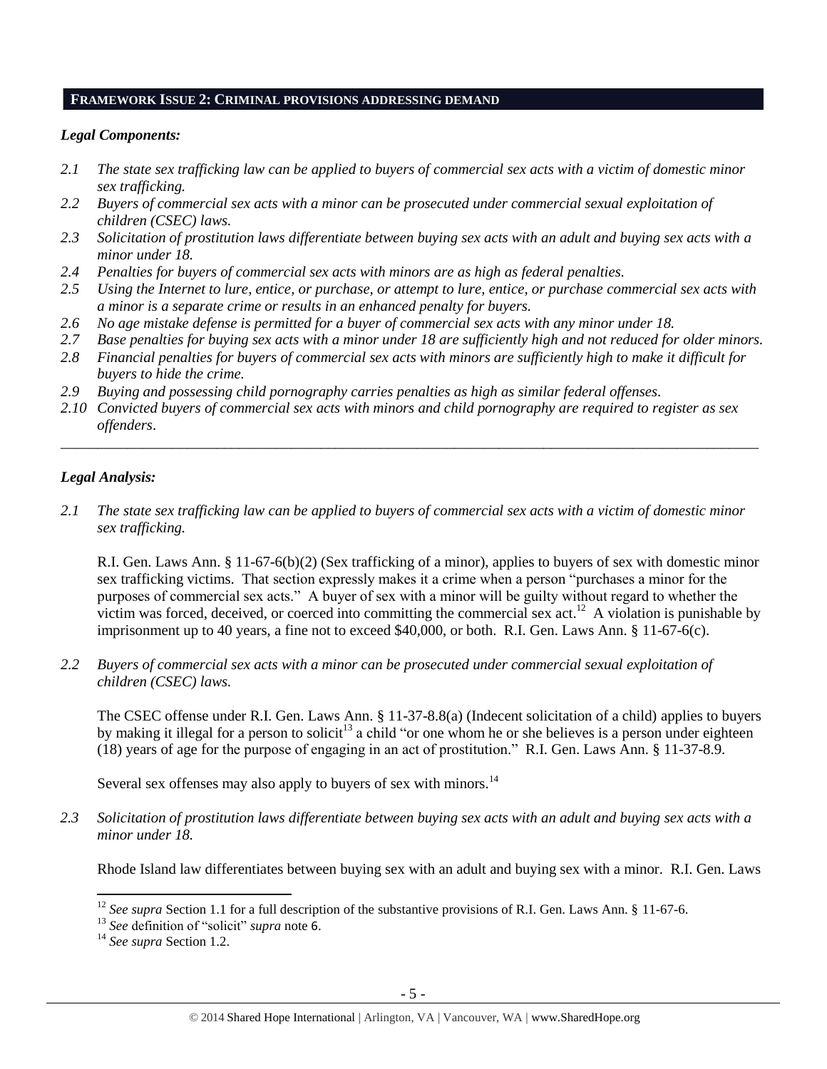## FRAMEWORK ISSUE 2: CRIMINAL PROVISIONS ADDRESSING DEMAND

### *Legal Components:*

*2.1 The state sex trafficking law can be applied to buyers of commercial sex acts with a victim of domestic minor sex trafficking.*

*2.2 Buyers of commercial sex acts with a minor can be prosecuted under commercial sexual exploitation of children (CSEC) laws.*

*2.3 Solicitation of prostitution laws differentiate between buying sex acts with an adult and buying sex acts with a minor under 18.*

*2.4 Penalties for buyers of commercial sex acts with minors are as high as federal penalties.*

*2.5 Using the Internet to lure, entice, or purchase, or attempt to lure, entice, or purchase commercial sex acts with a minor is a separate crime or results in an enhanced penalty for buyers.*

*2.6 No age mistake defense is permitted for a buyer of commercial sex acts with any minor under 18.*

*2.7 Base penalties for buying sex acts with a minor under 18 are sufficiently high and not reduced for older minors.*

*2.8 Financial penalties for buyers of commercial sex acts with minors are sufficiently high to make it difficult for buyers to hide the crime.*

*2.9 Buying and possessing child pornography carries penalties as high as similar federal offenses.*

*2.10 Convicted buyers of commercial sex acts with minors and child pornography are required to register as sex offenders.*

---

### *Legal Analysis:*

*2.1 The state sex trafficking law can be applied to buyers of commercial sex acts with a victim of domestic minor sex trafficking.*

R.I. Gen. Laws Ann. § 11-67-6(b)(2) (Sex trafficking of a minor), applies to buyers of sex with domestic minor sex trafficking victims. That section expressly makes it a crime when a person "purchases a minor for the purposes of commercial sex acts." A buyer of sex with a minor will be guilty without regard to whether the victim was forced, deceived, or coerced into committing the commercial sex act.[12] A violation is punishable by imprisonment up to 40 years, a fine not to exceed $40,000, or both. R.I. Gen. Laws Ann. § 11-67-6(c).

*2.2 Buyers of commercial sex acts with a minor can be prosecuted under commercial sexual exploitation of children (CSEC) laws.*

The CSEC offense under R.I. Gen. Laws Ann. § 11-37-8.8(a) (Indecent solicitation of a child) applies to buyers by making it illegal for a person to solicit[13] a child "or one whom he or she believes is a person under eighteen (18) years of age for the purpose of engaging in an act of prostitution." R.I. Gen. Laws Ann. § 11-37-8.9.

Several sex offenses may also apply to buyers of sex with minors.[14]

*2.3 Solicitation of prostitution laws differentiate between buying sex acts with an adult and buying sex acts with a minor under 18.*

Rhode Island law differentiates between buying sex with an adult and buying sex with a minor. R.I. Gen. Laws

---

[12] *See supra* Section 1.1 for a full description of the substantive provisions of R.I. Gen. Laws Ann. § 11-67-6.

[13] *See* definition of "solicit" *supra* note 6.

[14] *See supra* Section 1.2.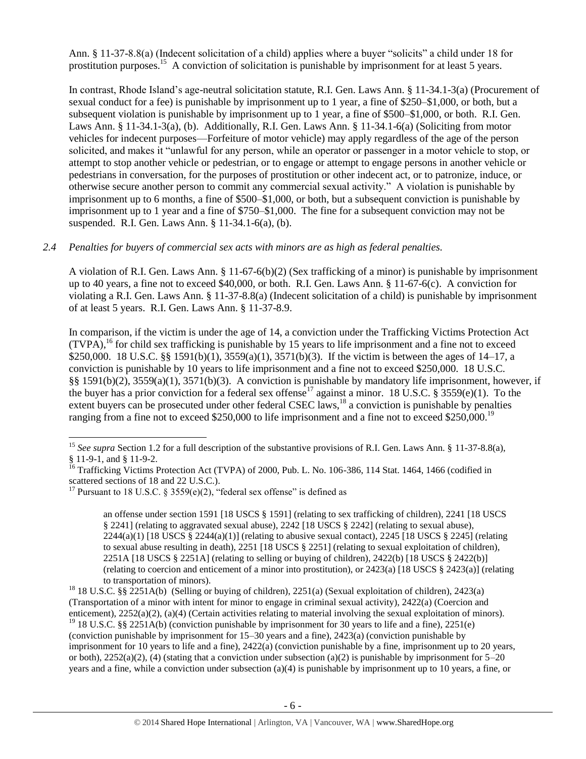Ann. § 11-37-8.8(a) (Indecent solicitation of a child) applies where a buyer "solicits" a child under 18 for prostitution purposes.[15] A conviction of solicitation is punishable by imprisonment for at least 5 years.

In contrast, Rhode Island's age-neutral solicitation statute, R.I. Gen. Laws Ann. § 11-34.1-3(a) (Procurement of sexual conduct for a fee) is punishable by imprisonment up to 1 year, a fine of $250–$1,000, or both, but a subsequent violation is punishable by imprisonment up to 1 year, a fine of $500–$1,000, or both. R.I. Gen. Laws Ann. § 11-34.1-3(a), (b). Additionally, R.I. Gen. Laws Ann. § 11-34.1-6(a) (Soliciting from motor vehicles for indecent purposes—Forfeiture of motor vehicle) may apply regardless of the age of the person solicited, and makes it "unlawful for any person, while an operator or passenger in a motor vehicle to stop, or attempt to stop another vehicle or pedestrian, or to engage or attempt to engage persons in another vehicle or pedestrians in conversation, for the purposes of prostitution or other indecent act, or to patronize, induce, or otherwise secure another person to commit any commercial sexual activity." A violation is punishable by imprisonment up to 6 months, a fine of $500–$1,000, or both, but a subsequent conviction is punishable by imprisonment up to 1 year and a fine of $750–$1,000. The fine for a subsequent conviction may not be suspended. R.I. Gen. Laws Ann. § 11-34.1-6(a), (b).

*2.4 Penalties for buyers of commercial sex acts with minors are as high as federal penalties.*

A violation of R.I. Gen. Laws Ann. § 11-67-6(b)(2) (Sex trafficking of a minor) is punishable by imprisonment up to 40 years, a fine not to exceed $40,000, or both. R.I. Gen. Laws Ann. § 11-67-6(c). A conviction for violating a R.I. Gen. Laws Ann. § 11-37-8.8(a) (Indecent solicitation of a child) is punishable by imprisonment of at least 5 years. R.I. Gen. Laws Ann. § 11-37-8.9.

In comparison, if the victim is under the age of 14, a conviction under the Trafficking Victims Protection Act (TVPA),[16] for child sex trafficking is punishable by 15 years to life imprisonment and a fine not to exceed $250,000. 18 U.S.C. §§ 1591(b)(1), 3559(a)(1), 3571(b)(3). If the victim is between the ages of 14–17, a conviction is punishable by 10 years to life imprisonment and a fine not to exceed $250,000. 18 U.S.C. §§ 1591(b)(2), 3559(a)(1), 3571(b)(3). A conviction is punishable by mandatory life imprisonment, however, if the buyer has a prior conviction for a federal sex offense[17] against a minor. 18 U.S.C. § 3559(e)(1). To the extent buyers can be prosecuted under other federal CSEC laws,[18] a conviction is punishable by penalties ranging from a fine not to exceed $250,000 to life imprisonment and a fine not to exceed $250,000.[19]

---

[15] *See supra* Section 1.2 for a full description of the substantive provisions of R.I. Gen. Laws Ann. § 11-37-8.8(a), § 11-9-1, and § 11-9-2.

[16] Trafficking Victims Protection Act (TVPA) of 2000, Pub. L. No. 106-386, 114 Stat. 1464, 1466 (codified in scattered sections of 18 and 22 U.S.C.).

[17] Pursuant to 18 U.S.C. § 3559(e)(2), "federal sex offense" is defined as

> an offense under section 1591 [18 USCS § 1591] (relating to sex trafficking of children), 2241 [18 USCS § 2241] (relating to aggravated sexual abuse), 2242 [18 USCS § 2242] (relating to sexual abuse), 2244(a)(1) [18 USCS § 2244(a)(1)] (relating to abusive sexual contact), 2245 [18 USCS § 2245] (relating to sexual abuse resulting in death), 2251 [18 USCS § 2251] (relating to sexual exploitation of children), 2251A [18 USCS § 2251A] (relating to selling or buying of children), 2422(b) [18 USCS § 2422(b)] (relating to coercion and enticement of a minor into prostitution), or 2423(a) [18 USCS § 2423(a)] (relating to transportation of minors).

[18] 18 U.S.C. §§ 2251A(b) (Selling or buying of children), 2251(a) (Sexual exploitation of children), 2423(a) (Transportation of a minor with intent for minor to engage in criminal sexual activity), 2422(a) (Coercion and enticement), 2252(a)(2), (a)(4) (Certain activities relating to material involving the sexual exploitation of minors).

[19] 18 U.S.C. §§ 2251A(b) (conviction punishable by imprisonment for 30 years to life and a fine), 2251(e) (conviction punishable by imprisonment for 15–30 years and a fine), 2423(a) (conviction punishable by imprisonment for 10 years to life and a fine), 2422(a) (conviction punishable by a fine, imprisonment up to 20 years, or both), 2252(a)(2), (4) (stating that a conviction under subsection (a)(2) is punishable by imprisonment for 5–20 years and a fine, while a conviction under subsection (a)(4) is punishable by imprisonment up to 10 years, a fine, or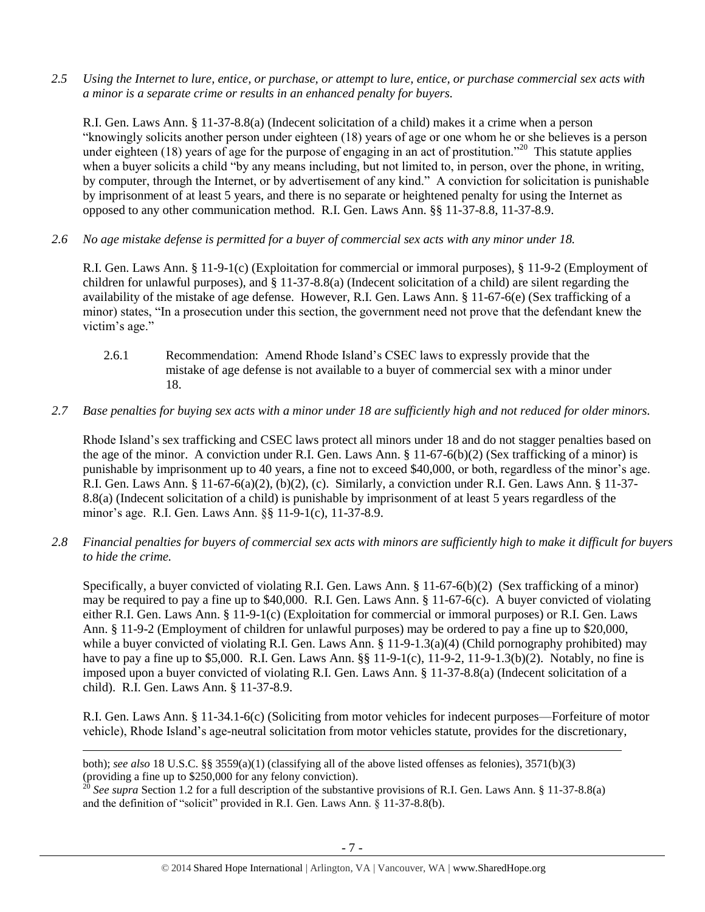*2.5 Using the Internet to lure, entice, or purchase, or attempt to lure, entice, or purchase commercial sex acts with a minor is a separate crime or results in an enhanced penalty for buyers.*

R.I. Gen. Laws Ann. § 11-37-8.8(a) (Indecent solicitation of a child) makes it a crime when a person "knowingly solicits another person under eighteen (18) years of age or one whom he or she believes is a person under eighteen (18) years of age for the purpose of engaging in an act of prostitution."[20] This statute applies when a buyer solicits a child "by any means including, but not limited to, in person, over the phone, in writing, by computer, through the Internet, or by advertisement of any kind." A conviction for solicitation is punishable by imprisonment of at least 5 years, and there is no separate or heightened penalty for using the Internet as opposed to any other communication method. R.I. Gen. Laws Ann. §§ 11-37-8.8, 11-37-8.9.

*2.6 No age mistake defense is permitted for a buyer of commercial sex acts with any minor under 18.*

R.I. Gen. Laws Ann. § 11-9-1(c) (Exploitation for commercial or immoral purposes), § 11-9-2 (Employment of children for unlawful purposes), and § 11-37-8.8(a) (Indecent solicitation of a child) are silent regarding the availability of the mistake of age defense. However, R.I. Gen. Laws Ann. § 11-67-6(e) (Sex trafficking of a minor) states, "In a prosecution under this section, the government need not prove that the defendant knew the victim's age."

2.6.1 Recommendation: Amend Rhode Island's CSEC laws to expressly provide that the mistake of age defense is not available to a buyer of commercial sex with a minor under 18.

*2.7 Base penalties for buying sex acts with a minor under 18 are sufficiently high and not reduced for older minors.*

Rhode Island's sex trafficking and CSEC laws protect all minors under 18 and do not stagger penalties based on the age of the minor. A conviction under R.I. Gen. Laws Ann. § 11-67-6(b)(2) (Sex trafficking of a minor) is punishable by imprisonment up to 40 years, a fine not to exceed $40,000, or both, regardless of the minor's age. R.I. Gen. Laws Ann. § 11-67-6(a)(2), (b)(2), (c). Similarly, a conviction under R.I. Gen. Laws Ann. § 11-37-8.8(a) (Indecent solicitation of a child) is punishable by imprisonment of at least 5 years regardless of the minor's age. R.I. Gen. Laws Ann. §§ 11-9-1(c), 11-37-8.9.

*2.8 Financial penalties for buyers of commercial sex acts with minors are sufficiently high to make it difficult for buyers to hide the crime.*

Specifically, a buyer convicted of violating R.I. Gen. Laws Ann. § 11-67-6(b)(2) (Sex trafficking of a minor) may be required to pay a fine up to $40,000. R.I. Gen. Laws Ann. § 11-67-6(c). A buyer convicted of violating either R.I. Gen. Laws Ann. § 11-9-1(c) (Exploitation for commercial or immoral purposes) or R.I. Gen. Laws Ann. § 11-9-2 (Employment of children for unlawful purposes) may be ordered to pay a fine up to $20,000, while a buyer convicted of violating R.I. Gen. Laws Ann. § 11-9-1.3(a)(4) (Child pornography prohibited) may have to pay a fine up to $5,000. R.I. Gen. Laws Ann. §§ 11-9-1(c), 11-9-2, 11-9-1.3(b)(2). Notably, no fine is imposed upon a buyer convicted of violating R.I. Gen. Laws Ann. § 11-37-8.8(a) (Indecent solicitation of a child). R.I. Gen. Laws Ann. § 11-37-8.9.

R.I. Gen. Laws Ann. § 11-34.1-6(c) (Soliciting from motor vehicles for indecent purposes—Forfeiture of motor vehicle), Rhode Island's age-neutral solicitation from motor vehicles statute, provides for the discretionary,

---

both); *see also* 18 U.S.C. §§ 3559(a)(1) (classifying all of the above listed offenses as felonies), 3571(b)(3) (providing a fine up to $250,000 for any felony conviction).

[20] *See supra* Section 1.2 for a full description of the substantive provisions of R.I. Gen. Laws Ann. § 11-37-8.8(a) and the definition of "solicit" provided in R.I. Gen. Laws Ann. § 11-37-8.8(b).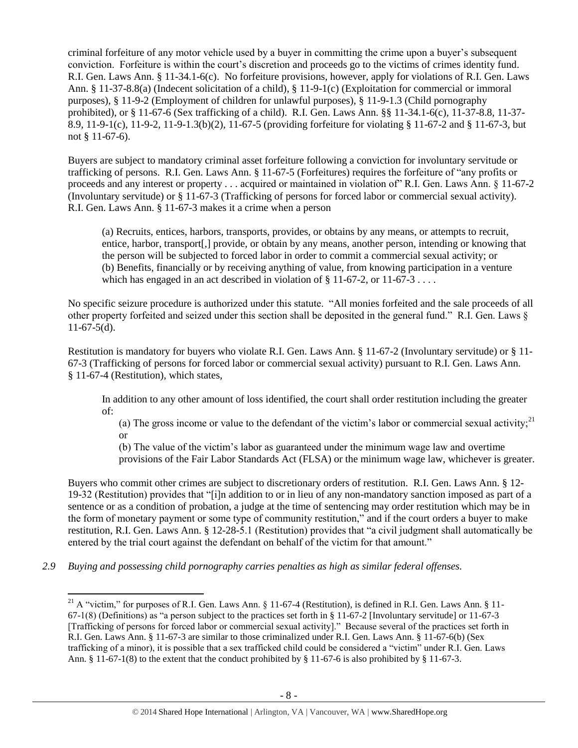criminal forfeiture of any motor vehicle used by a buyer in committing the crime upon a buyer's subsequent conviction. Forfeiture is within the court's discretion and proceeds go to the victims of crimes identity fund. R.I. Gen. Laws Ann. § 11-34.1-6(c). No forfeiture provisions, however, apply for violations of R.I. Gen. Laws Ann. § 11-37-8.8(a) (Indecent solicitation of a child), § 11-9-1(c) (Exploitation for commercial or immoral purposes), § 11-9-2 (Employment of children for unlawful purposes), § 11-9-1.3 (Child pornography prohibited), or § 11-67-6 (Sex trafficking of a child). R.I. Gen. Laws Ann. §§ 11-34.1-6(c), 11-37-8.8, 11-37-8.9, 11-9-1(c), 11-9-2, 11-9-1.3(b)(2), 11-67-5 (providing forfeiture for violating § 11-67-2 and § 11-67-3, but not § 11-67-6).

Buyers are subject to mandatory criminal asset forfeiture following a conviction for involuntary servitude or trafficking of persons. R.I. Gen. Laws Ann. § 11-67-5 (Forfeitures) requires the forfeiture of "any profits or proceeds and any interest or property . . . acquired or maintained in violation of" R.I. Gen. Laws Ann. § 11-67-2 (Involuntary servitude) or § 11-67-3 (Trafficking of persons for forced labor or commercial sexual activity). R.I. Gen. Laws Ann. § 11-67-3 makes it a crime when a person

> (a) Recruits, entices, harbors, transports, provides, or obtains by any means, or attempts to recruit, entice, harbor, transport[,] provide, or obtain by any means, another person, intending or knowing that the person will be subjected to forced labor in order to commit a commercial sexual activity; or
> (b) Benefits, financially or by receiving anything of value, from knowing participation in a venture which has engaged in an act described in violation of § 11-67-2, or 11-67-3 . . . .

No specific seizure procedure is authorized under this statute. "All monies forfeited and the sale proceeds of all other property forfeited and seized under this section shall be deposited in the general fund." R.I. Gen. Laws § 11-67-5(d).

Restitution is mandatory for buyers who violate R.I. Gen. Laws Ann. § 11-67-2 (Involuntary servitude) or § 11-67-3 (Trafficking of persons for forced labor or commercial sexual activity) pursuant to R.I. Gen. Laws Ann. § 11-67-4 (Restitution), which states,

> In addition to any other amount of loss identified, the court shall order restitution including the greater of:
>
> (a) The gross income or value to the defendant of the victim's labor or commercial sexual activity;[21] or
>
> (b) The value of the victim's labor as guaranteed under the minimum wage law and overtime provisions of the Fair Labor Standards Act (FLSA) or the minimum wage law, whichever is greater.

Buyers who commit other crimes are subject to discretionary orders of restitution. R.I. Gen. Laws Ann. § 12-19-32 (Restitution) provides that "[i]n addition to or in lieu of any non-mandatory sanction imposed as part of a sentence or as a condition of probation, a judge at the time of sentencing may order restitution which may be in the form of monetary payment or some type of community restitution," and if the court orders a buyer to make restitution, R.I. Gen. Laws Ann. § 12-28-5.1 (Restitution) provides that "a civil judgment shall automatically be entered by the trial court against the defendant on behalf of the victim for that amount."

*2.9 Buying and possessing child pornography carries penalties as high as similar federal offenses.*

---

[21] A "victim," for purposes of R.I. Gen. Laws Ann. § 11-67-4 (Restitution), is defined in R.I. Gen. Laws Ann. § 11-67-1(8) (Definitions) as "a person subject to the practices set forth in § 11-67-2 [Involuntary servitude] or 11-67-3 [Trafficking of persons for forced labor or commercial sexual activity]." Because several of the practices set forth in R.I. Gen. Laws Ann. § 11-67-3 are similar to those criminalized under R.I. Gen. Laws Ann. § 11-67-6(b) (Sex trafficking of a minor), it is possible that a sex trafficked child could be considered a "victim" under R.I. Gen. Laws Ann. § 11-67-1(8) to the extent that the conduct prohibited by § 11-67-6 is also prohibited by § 11-67-3.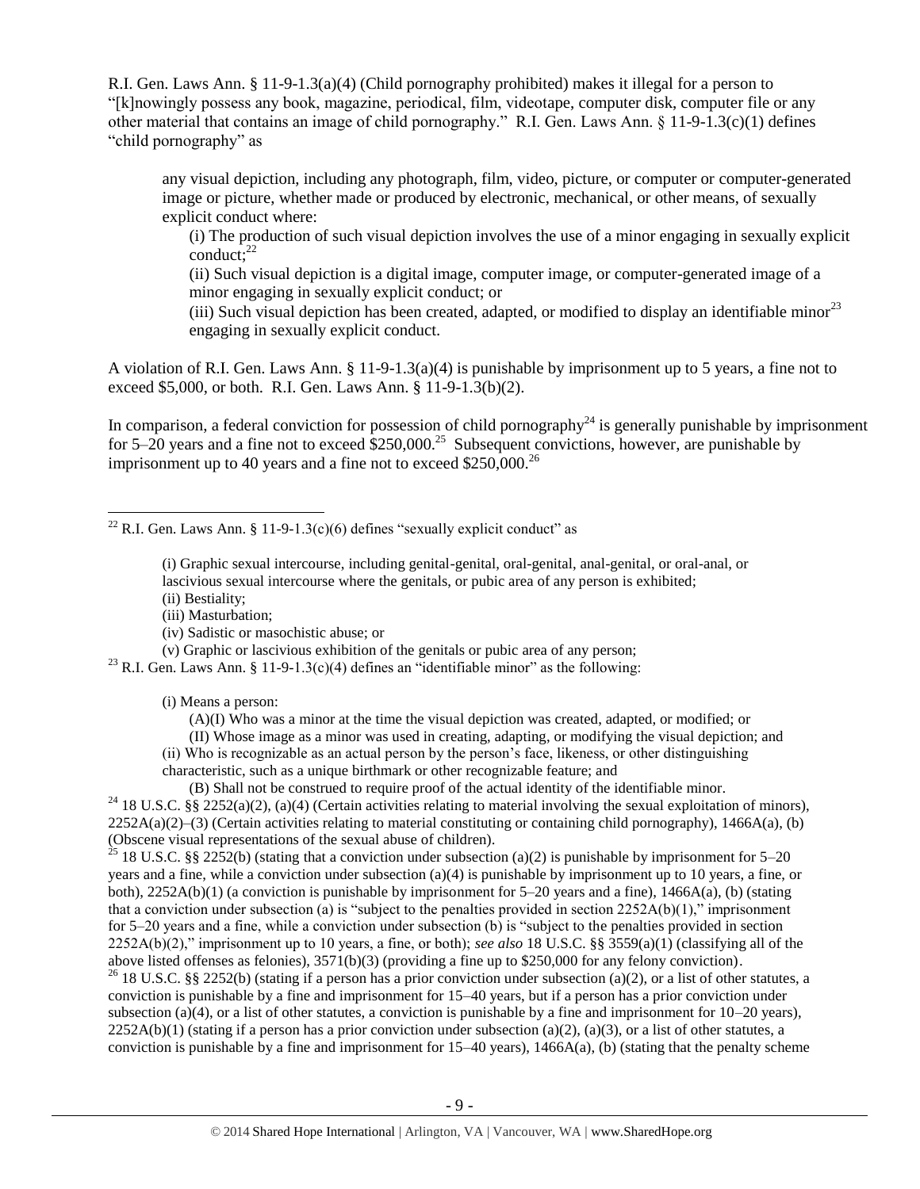R.I. Gen. Laws Ann. § 11-9-1.3(a)(4) (Child pornography prohibited) makes it illegal for a person to "[k]nowingly possess any book, magazine, periodical, film, videotape, computer disk, computer file or any other material that contains an image of child pornography." R.I. Gen. Laws Ann. § 11-9-1.3(c)(1) defines "child pornography" as

> any visual depiction, including any photograph, film, video, picture, or computer or computer-generated image or picture, whether made or produced by electronic, mechanical, or other means, of sexually explicit conduct where:
>
> (i) The production of such visual depiction involves the use of a minor engaging in sexually explicit conduct;[22]
>
> (ii) Such visual depiction is a digital image, computer image, or computer-generated image of a minor engaging in sexually explicit conduct; or
>
> (iii) Such visual depiction has been created, adapted, or modified to display an identifiable minor[23] engaging in sexually explicit conduct.

A violation of R.I. Gen. Laws Ann. § 11-9-1.3(a)(4) is punishable by imprisonment up to 5 years, a fine not to exceed $5,000, or both. R.I. Gen. Laws Ann. § 11-9-1.3(b)(2).

In comparison, a federal conviction for possession of child pornography[24] is generally punishable by imprisonment for 5–20 years and a fine not to exceed $250,000.[25] Subsequent convictions, however, are punishable by imprisonment up to 40 years and a fine not to exceed $250,000.[26]

---

[22] R.I. Gen. Laws Ann. § 11-9-1.3(c)(6) defines "sexually explicit conduct" as

> (i) Graphic sexual intercourse, including genital-genital, oral-genital, anal-genital, or oral-anal, or lascivious sexual intercourse where the genitals, or pubic area of any person is exhibited;
> (ii) Bestiality;
> (iii) Masturbation;
> (iv) Sadistic or masochistic abuse; or
> (v) Graphic or lascivious exhibition of the genitals or pubic area of any person;

[23] R.I. Gen. Laws Ann. § 11-9-1.3(c)(4) defines an "identifiable minor" as the following:

> (i) Means a person:
> (A)(I) Who was a minor at the time the visual depiction was created, adapted, or modified; or
> (II) Whose image as a minor was used in creating, adapting, or modifying the visual depiction; and
> (ii) Who is recognizable as an actual person by the person's face, likeness, or other distinguishing characteristic, such as a unique birthmark or other recognizable feature; and
> (B) Shall not be construed to require proof of the actual identity of the identifiable minor.

[24] 18 U.S.C. §§ 2252(a)(2), (a)(4) (Certain activities relating to material involving the sexual exploitation of minors), 2252A(a)(2)–(3) (Certain activities relating to material constituting or containing child pornography), 1466A(a), (b) (Obscene visual representations of the sexual abuse of children).

[25] 18 U.S.C. §§ 2252(b) (stating that a conviction under subsection (a)(2) is punishable by imprisonment for 5–20 years and a fine, while a conviction under subsection (a)(4) is punishable by imprisonment up to 10 years, a fine, or both), 2252A(b)(1) (a conviction is punishable by imprisonment for 5–20 years and a fine), 1466A(a), (b) (stating that a conviction under subsection (a) is "subject to the penalties provided in section 2252A(b)(1)," imprisonment for 5–20 years and a fine, while a conviction under subsection (b) is "subject to the penalties provided in section 2252A(b)(2)," imprisonment up to 10 years, a fine, or both); *see also* 18 U.S.C. §§ 3559(a)(1) (classifying all of the above listed offenses as felonies), 3571(b)(3) (providing a fine up to $250,000 for any felony conviction).

[26] 18 U.S.C. §§ 2252(b) (stating if a person has a prior conviction under subsection (a)(2), or a list of other statutes, a conviction is punishable by a fine and imprisonment for 15–40 years, but if a person has a prior conviction under subsection (a)(4), or a list of other statutes, a conviction is punishable by a fine and imprisonment for 10–20 years), 2252A(b)(1) (stating if a person has a prior conviction under subsection (a)(2), (a)(3), or a list of other statutes, a conviction is punishable by a fine and imprisonment for 15–40 years), 1466A(a), (b) (stating that the penalty scheme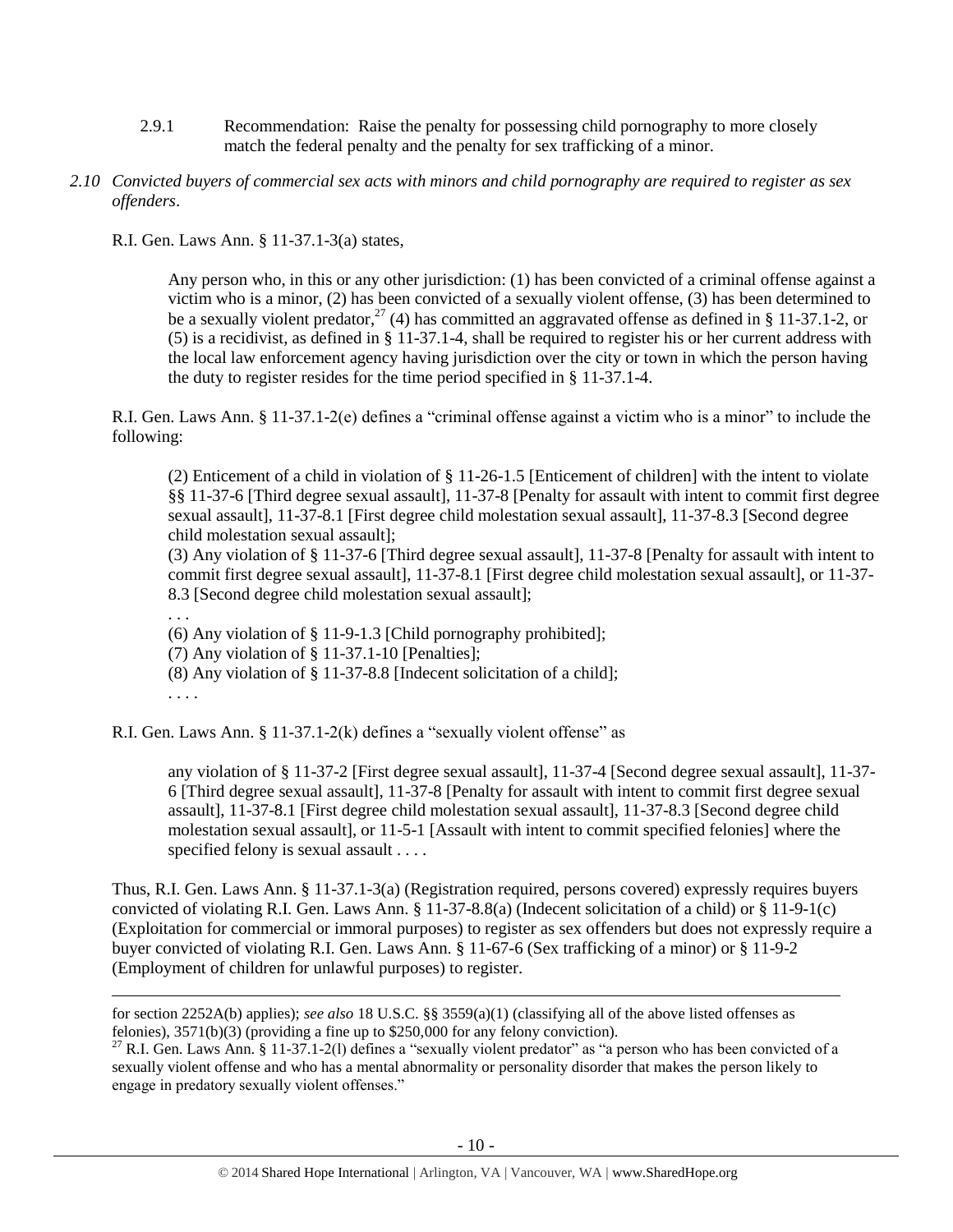2.9.1 Recommendation: Raise the penalty for possessing child pornography to more closely match the federal penalty and the penalty for sex trafficking of a minor.

*2.10 Convicted buyers of commercial sex acts with minors and child pornography are required to register as sex offenders*.

R.I. Gen. Laws Ann. § 11-37.1-3(a) states,

> Any person who, in this or any other jurisdiction: (1) has been convicted of a criminal offense against a victim who is a minor, (2) has been convicted of a sexually violent offense, (3) has been determined to be a sexually violent predator,[27] (4) has committed an aggravated offense as defined in § 11-37.1-2, or (5) is a recidivist, as defined in § 11-37.1-4, shall be required to register his or her current address with the local law enforcement agency having jurisdiction over the city or town in which the person having the duty to register resides for the time period specified in § 11-37.1-4.

R.I. Gen. Laws Ann. § 11-37.1-2(e) defines a "criminal offense against a victim who is a minor" to include the following:

> (2) Enticement of a child in violation of § 11-26-1.5 [Enticement of children] with the intent to violate §§ 11-37-6 [Third degree sexual assault], 11-37-8 [Penalty for assault with intent to commit first degree sexual assault], 11-37-8.1 [First degree child molestation sexual assault], 11-37-8.3 [Second degree child molestation sexual assault];
>
> (3) Any violation of § 11-37-6 [Third degree sexual assault], 11-37-8 [Penalty for assault with intent to commit first degree sexual assault], 11-37-8.1 [First degree child molestation sexual assault], or 11-37-8.3 [Second degree child molestation sexual assault];
>
> . . .
>
> (6) Any violation of § 11-9-1.3 [Child pornography prohibited];
>
> (7) Any violation of § 11-37.1-10 [Penalties];
>
> (8) Any violation of § 11-37-8.8 [Indecent solicitation of a child];
>
> . . . .

R.I. Gen. Laws Ann. § 11-37.1-2(k) defines a "sexually violent offense" as

> any violation of § 11-37-2 [First degree sexual assault], 11-37-4 [Second degree sexual assault], 11-37-6 [Third degree sexual assault], 11-37-8 [Penalty for assault with intent to commit first degree sexual assault], 11-37-8.1 [First degree child molestation sexual assault], 11-37-8.3 [Second degree child molestation sexual assault], or 11-5-1 [Assault with intent to commit specified felonies] where the specified felony is sexual assault . . . .

Thus, R.I. Gen. Laws Ann. § 11-37.1-3(a) (Registration required, persons covered) expressly requires buyers convicted of violating R.I. Gen. Laws Ann. § 11-37-8.8(a) (Indecent solicitation of a child) or § 11-9-1(c) (Exploitation for commercial or immoral purposes) to register as sex offenders but does not expressly require a buyer convicted of violating R.I. Gen. Laws Ann. § 11-67-6 (Sex trafficking of a minor) or § 11-9-2 (Employment of children for unlawful purposes) to register.

---

for section 2252A(b) applies); *see also* 18 U.S.C. §§ 3559(a)(1) (classifying all of the above listed offenses as felonies), 3571(b)(3) (providing a fine up to $250,000 for any felony conviction).

[27] R.I. Gen. Laws Ann. § 11-37.1-2(l) defines a "sexually violent predator" as "a person who has been convicted of a sexually violent offense and who has a mental abnormality or personality disorder that makes the person likely to engage in predatory sexually violent offenses."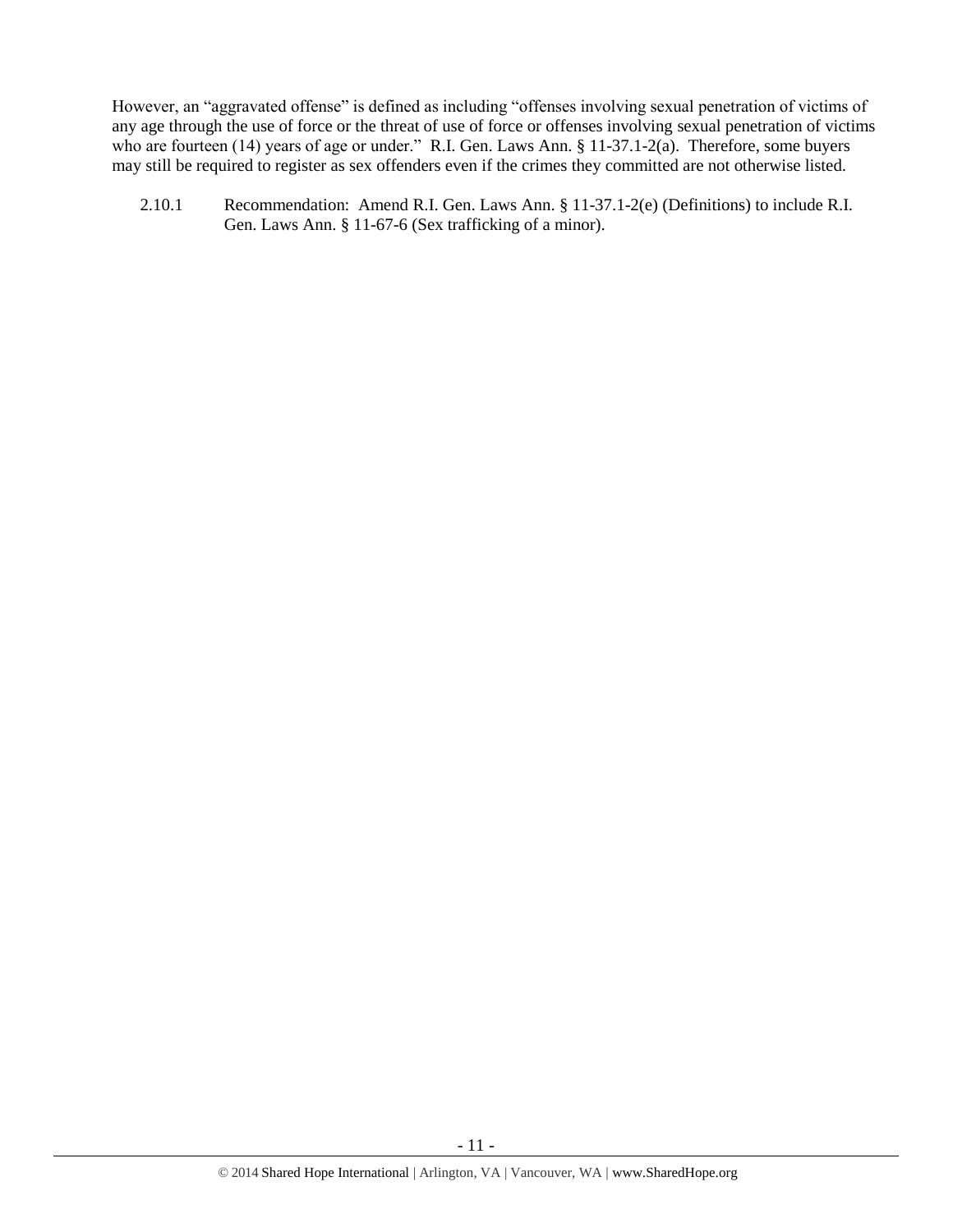However, an "aggravated offense" is defined as including "offenses involving sexual penetration of victims of any age through the use of force or the threat of use of force or offenses involving sexual penetration of victims who are fourteen (14) years of age or under." R.I. Gen. Laws Ann. § 11-37.1-2(a). Therefore, some buyers may still be required to register as sex offenders even if the crimes they committed are not otherwise listed.

2.10.1 Recommendation: Amend R.I. Gen. Laws Ann. § 11-37.1-2(e) (Definitions) to include R.I. Gen. Laws Ann. § 11-67-6 (Sex trafficking of a minor).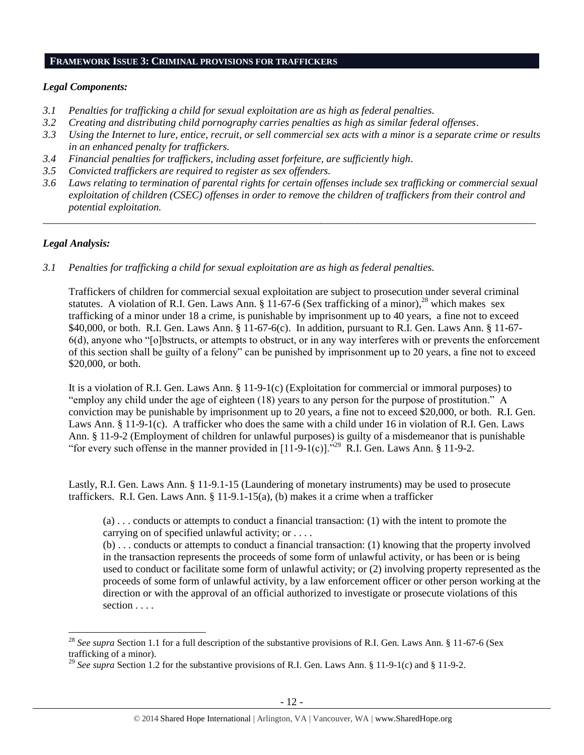## **FRAMEWORK ISSUE 3: CRIMINAL PROVISIONS FOR TRAFFICKERS**

***Legal Components:***

*3.1 Penalties for trafficking a child for sexual exploitation are as high as federal penalties.*
*3.2 Creating and distributing child pornography carries penalties as high as similar federal offenses.*
*3.3 Using the Internet to lure, entice, recruit, or sell commercial sex acts with a minor is a separate crime or results in an enhanced penalty for traffickers.*
*3.4 Financial penalties for traffickers, including asset forfeiture, are sufficiently high.*
*3.5 Convicted traffickers are required to register as sex offenders.*
*3.6 Laws relating to termination of parental rights for certain offenses include sex trafficking or commercial sexual exploitation of children (CSEC) offenses in order to remove the children of traffickers from their control and potential exploitation.*

---

***Legal Analysis:***

*3.1 Penalties for trafficking a child for sexual exploitation are as high as federal penalties.*

Traffickers of children for commercial sexual exploitation are subject to prosecution under several criminal statutes. A violation of R.I. Gen. Laws Ann. § 11-67-6 (Sex trafficking of a minor),[28] which makes sex trafficking of a minor under 18 a crime, is punishable by imprisonment up to 40 years, a fine not to exceed $40,000, or both. R.I. Gen. Laws Ann. § 11-67-6(c). In addition, pursuant to R.I. Gen. Laws Ann. § 11-67-6(d), anyone who "[o]bstructs, or attempts to obstruct, or in any way interferes with or prevents the enforcement of this section shall be guilty of a felony" can be punished by imprisonment up to 20 years, a fine not to exceed $20,000, or both.

It is a violation of R.I. Gen. Laws Ann. § 11-9-1(c) (Exploitation for commercial or immoral purposes) to "employ any child under the age of eighteen (18) years to any person for the purpose of prostitution." A conviction may be punishable by imprisonment up to 20 years, a fine not to exceed $20,000, or both. R.I. Gen. Laws Ann. § 11-9-1(c). A trafficker who does the same with a child under 16 in violation of R.I. Gen. Laws Ann. § 11-9-2 (Employment of children for unlawful purposes) is guilty of a misdemeanor that is punishable "for every such offense in the manner provided in [11-9-1(c)]."[29] R.I. Gen. Laws Ann. § 11-9-2.

Lastly, R.I. Gen. Laws Ann. § 11-9.1-15 (Laundering of monetary instruments) may be used to prosecute traffickers. R.I. Gen. Laws Ann. § 11-9.1-15(a), (b) makes it a crime when a trafficker

> (a) . . . conducts or attempts to conduct a financial transaction: (1) with the intent to promote the carrying on of specified unlawful activity; or . . . .
> (b) . . . conducts or attempts to conduct a financial transaction: (1) knowing that the property involved in the transaction represents the proceeds of some form of unlawful activity, or has been or is being used to conduct or facilitate some form of unlawful activity; or (2) involving property represented as the proceeds of some form of unlawful activity, by a law enforcement officer or other person working at the direction or with the approval of an official authorized to investigate or prosecute violations of this section . . . .

---

[28] *See supra* Section 1.1 for a full description of the substantive provisions of R.I. Gen. Laws Ann. § 11-67-6 (Sex trafficking of a minor).

[29] *See supra* Section 1.2 for the substantive provisions of R.I. Gen. Laws Ann. § 11-9-1(c) and § 11-9-2.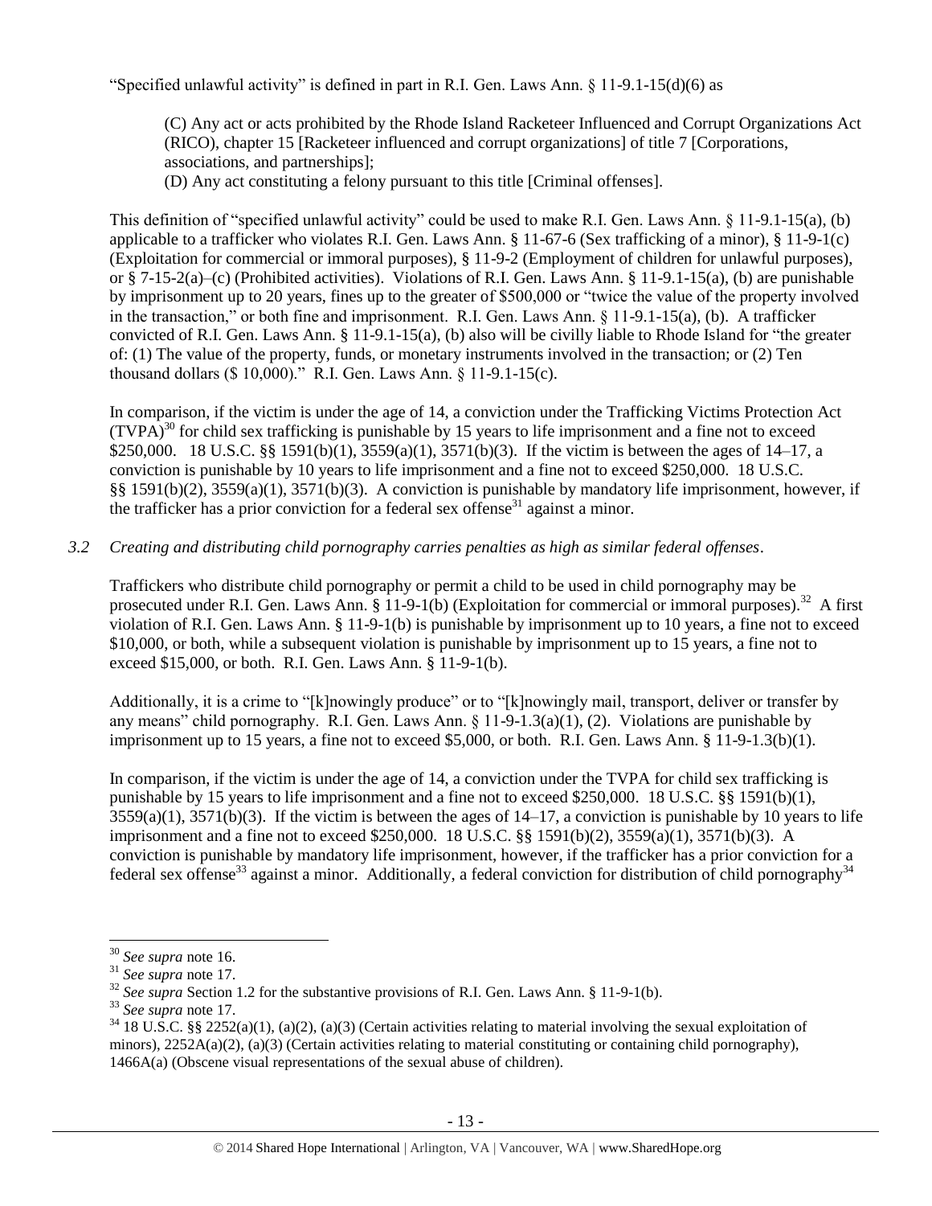"Specified unlawful activity" is defined in part in R.I. Gen. Laws Ann. § 11-9.1-15(d)(6) as

> (C) Any act or acts prohibited by the Rhode Island Racketeer Influenced and Corrupt Organizations Act (RICO), chapter 15 [Racketeer influenced and corrupt organizations] of title 7 [Corporations, associations, and partnerships];
>
> (D) Any act constituting a felony pursuant to this title [Criminal offenses].

This definition of "specified unlawful activity" could be used to make R.I. Gen. Laws Ann. § 11-9.1-15(a), (b) applicable to a trafficker who violates R.I. Gen. Laws Ann. § 11-67-6 (Sex trafficking of a minor), § 11-9-1(c) (Exploitation for commercial or immoral purposes), § 11-9-2 (Employment of children for unlawful purposes), or § 7-15-2(a)–(c) (Prohibited activities). Violations of R.I. Gen. Laws Ann. § 11-9.1-15(a), (b) are punishable by imprisonment up to 20 years, fines up to the greater of $500,000 or "twice the value of the property involved in the transaction," or both fine and imprisonment. R.I. Gen. Laws Ann. § 11-9.1-15(a), (b). A trafficker convicted of R.I. Gen. Laws Ann. § 11-9.1-15(a), (b) also will be civilly liable to Rhode Island for "the greater of: (1) The value of the property, funds, or monetary instruments involved in the transaction; or (2) Ten thousand dollars ($ 10,000)." R.I. Gen. Laws Ann. § 11-9.1-15(c).

In comparison, if the victim is under the age of 14, a conviction under the Trafficking Victims Protection Act (TVPA)[30] for child sex trafficking is punishable by 15 years to life imprisonment and a fine not to exceed $250,000. 18 U.S.C. §§ 1591(b)(1), 3559(a)(1), 3571(b)(3). If the victim is between the ages of 14–17, a conviction is punishable by 10 years to life imprisonment and a fine not to exceed $250,000. 18 U.S.C. §§ 1591(b)(2), 3559(a)(1), 3571(b)(3). A conviction is punishable by mandatory life imprisonment, however, if the trafficker has a prior conviction for a federal sex offense[31] against a minor.

### *3.2 Creating and distributing child pornography carries penalties as high as similar federal offenses.*

Traffickers who distribute child pornography or permit a child to be used in child pornography may be prosecuted under R.I. Gen. Laws Ann. § 11-9-1(b) (Exploitation for commercial or immoral purposes).[32] A first violation of R.I. Gen. Laws Ann. § 11-9-1(b) is punishable by imprisonment up to 10 years, a fine not to exceed $10,000, or both, while a subsequent violation is punishable by imprisonment up to 15 years, a fine not to exceed $15,000, or both. R.I. Gen. Laws Ann. § 11-9-1(b).

Additionally, it is a crime to "[k]nowingly produce" or to "[k]nowingly mail, transport, deliver or transfer by any means" child pornography. R.I. Gen. Laws Ann. § 11-9-1.3(a)(1), (2). Violations are punishable by imprisonment up to 15 years, a fine not to exceed $5,000, or both. R.I. Gen. Laws Ann. § 11-9-1.3(b)(1).

In comparison, if the victim is under the age of 14, a conviction under the TVPA for child sex trafficking is punishable by 15 years to life imprisonment and a fine not to exceed $250,000. 18 U.S.C. §§ 1591(b)(1), 3559(a)(1), 3571(b)(3). If the victim is between the ages of 14–17, a conviction is punishable by 10 years to life imprisonment and a fine not to exceed $250,000. 18 U.S.C. §§ 1591(b)(2), 3559(a)(1), 3571(b)(3). A conviction is punishable by mandatory life imprisonment, however, if the trafficker has a prior conviction for a federal sex offense[33] against a minor. Additionally, a federal conviction for distribution of child pornography[34]

---

[30] *See supra* note 16.

[31] *See supra* note 17.

[32] *See supra* Section 1.2 for the substantive provisions of R.I. Gen. Laws Ann. § 11-9-1(b).

[33] *See supra* note 17.

[34] 18 U.S.C. §§ 2252(a)(1), (a)(2), (a)(3) (Certain activities relating to material involving the sexual exploitation of minors), 2252A(a)(2), (a)(3) (Certain activities relating to material constituting or containing child pornography), 1466A(a) (Obscene visual representations of the sexual abuse of children).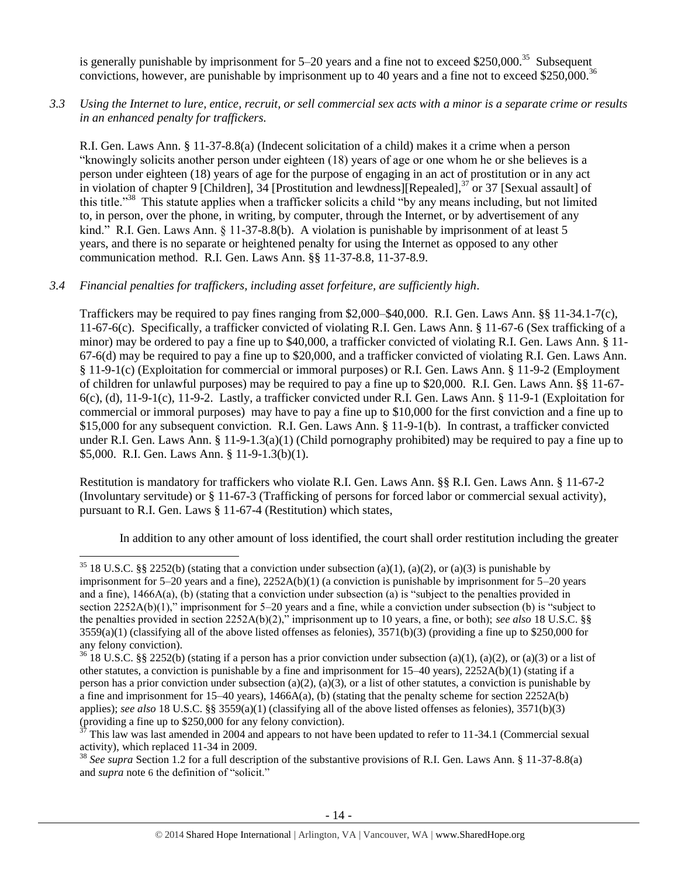is generally punishable by imprisonment for 5–20 years and a fine not to exceed $250,000.[35] Subsequent convictions, however, are punishable by imprisonment up to 40 years and a fine not to exceed $250,000.[36]

*3.3 Using the Internet to lure, entice, recruit, or sell commercial sex acts with a minor is a separate crime or results in an enhanced penalty for traffickers.*

R.I. Gen. Laws Ann. § 11-37-8.8(a) (Indecent solicitation of a child) makes it a crime when a person "knowingly solicits another person under eighteen (18) years of age or one whom he or she believes is a person under eighteen (18) years of age for the purpose of engaging in an act of prostitution or in any act in violation of chapter 9 [Children], 34 [Prostitution and lewdness][Repealed],[37] or 37 [Sexual assault] of this title."[38] This statute applies when a trafficker solicits a child "by any means including, but not limited to, in person, over the phone, in writing, by computer, through the Internet, or by advertisement of any kind." R.I. Gen. Laws Ann. § 11-37-8.8(b). A violation is punishable by imprisonment of at least 5 years, and there is no separate or heightened penalty for using the Internet as opposed to any other communication method. R.I. Gen. Laws Ann. §§ 11-37-8.8, 11-37-8.9.

*3.4 Financial penalties for traffickers, including asset forfeiture, are sufficiently high.*

Traffickers may be required to pay fines ranging from $2,000–$40,000. R.I. Gen. Laws Ann. §§ 11-34.1-7(c), 11-67-6(c). Specifically, a trafficker convicted of violating R.I. Gen. Laws Ann. § 11-67-6 (Sex trafficking of a minor) may be ordered to pay a fine up to $40,000, a trafficker convicted of violating R.I. Gen. Laws Ann. § 11-67-6(d) may be required to pay a fine up to $20,000, and a trafficker convicted of violating R.I. Gen. Laws Ann. § 11-9-1(c) (Exploitation for commercial or immoral purposes) or R.I. Gen. Laws Ann. § 11-9-2 (Employment of children for unlawful purposes) may be required to pay a fine up to $20,000. R.I. Gen. Laws Ann. §§ 11-67-6(c), (d), 11-9-1(c), 11-9-2. Lastly, a trafficker convicted under R.I. Gen. Laws Ann. § 11-9-1 (Exploitation for commercial or immoral purposes) may have to pay a fine up to $10,000 for the first conviction and a fine up to $15,000 for any subsequent conviction. R.I. Gen. Laws Ann. § 11-9-1(b). In contrast, a trafficker convicted under R.I. Gen. Laws Ann. § 11-9-1.3(a)(1) (Child pornography prohibited) may be required to pay a fine up to $5,000. R.I. Gen. Laws Ann. § 11-9-1.3(b)(1).

Restitution is mandatory for traffickers who violate R.I. Gen. Laws Ann. §§ R.I. Gen. Laws Ann. § 11-67-2 (Involuntary servitude) or § 11-67-3 (Trafficking of persons for forced labor or commercial sexual activity), pursuant to R.I. Gen. Laws § 11-67-4 (Restitution) which states,

> In addition to any other amount of loss identified, the court shall order restitution including the greater

---

[35] 18 U.S.C. §§ 2252(b) (stating that a conviction under subsection (a)(1), (a)(2), or (a)(3) is punishable by imprisonment for 5–20 years and a fine), 2252A(b)(1) (a conviction is punishable by imprisonment for 5–20 years and a fine), 1466A(a), (b) (stating that a conviction under subsection (a) is "subject to the penalties provided in section 2252A(b)(1)," imprisonment for 5–20 years and a fine, while a conviction under subsection (b) is "subject to the penalties provided in section 2252A(b)(2)," imprisonment up to 10 years, a fine, or both); *see also* 18 U.S.C. §§ 3559(a)(1) (classifying all of the above listed offenses as felonies), 3571(b)(3) (providing a fine up to $250,000 for any felony conviction).

[36] 18 U.S.C. §§ 2252(b) (stating if a person has a prior conviction under subsection (a)(1), (a)(2), or (a)(3) or a list of other statutes, a conviction is punishable by a fine and imprisonment for 15–40 years), 2252A(b)(1) (stating if a person has a prior conviction under subsection (a)(2), (a)(3), or a list of other statutes, a conviction is punishable by a fine and imprisonment for 15–40 years), 1466A(a), (b) (stating that the penalty scheme for section 2252A(b) applies); *see also* 18 U.S.C. §§ 3559(a)(1) (classifying all of the above listed offenses as felonies), 3571(b)(3) (providing a fine up to $250,000 for any felony conviction).

[37] This law was last amended in 2004 and appears to not have been updated to refer to 11-34.1 (Commercial sexual activity), which replaced 11-34 in 2009.

[38] *See supra* Section 1.2 for a full description of the substantive provisions of R.I. Gen. Laws Ann. § 11-37-8.8(a) and *supra* note 6 the definition of "solicit."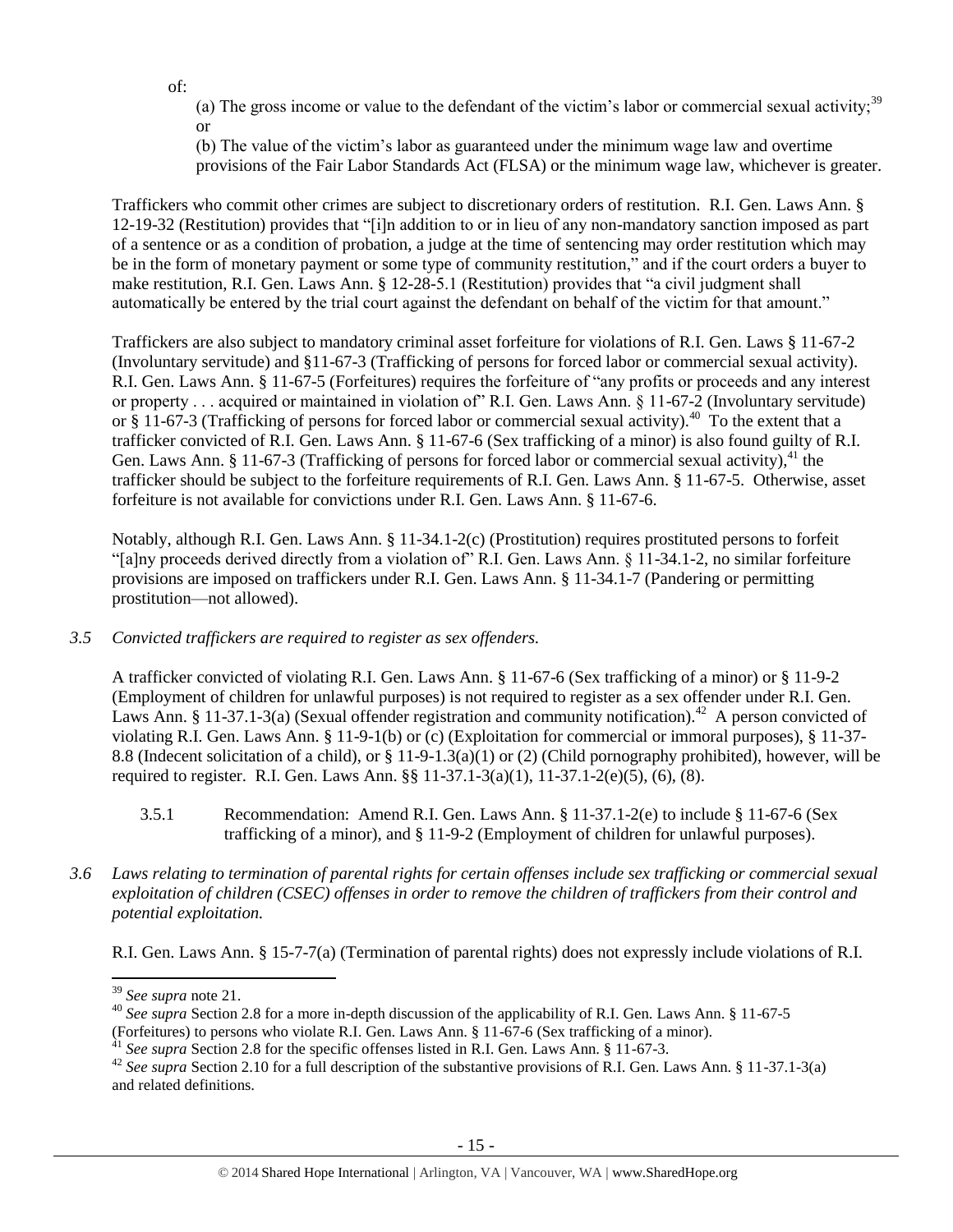of:

(a) The gross income or value to the defendant of the victim's labor or commercial sexual activity;[39] or

(b) The value of the victim's labor as guaranteed under the minimum wage law and overtime provisions of the Fair Labor Standards Act (FLSA) or the minimum wage law, whichever is greater.

Traffickers who commit other crimes are subject to discretionary orders of restitution. R.I. Gen. Laws Ann. § 12-19-32 (Restitution) provides that "[i]n addition to or in lieu of any non-mandatory sanction imposed as part of a sentence or as a condition of probation, a judge at the time of sentencing may order restitution which may be in the form of monetary payment or some type of community restitution," and if the court orders a buyer to make restitution, R.I. Gen. Laws Ann. § 12-28-5.1 (Restitution) provides that "a civil judgment shall automatically be entered by the trial court against the defendant on behalf of the victim for that amount."

Traffickers are also subject to mandatory criminal asset forfeiture for violations of R.I. Gen. Laws § 11-67-2 (Involuntary servitude) and §11-67-3 (Trafficking of persons for forced labor or commercial sexual activity). R.I. Gen. Laws Ann. § 11-67-5 (Forfeitures) requires the forfeiture of "any profits or proceeds and any interest or property . . . acquired or maintained in violation of" R.I. Gen. Laws Ann. § 11-67-2 (Involuntary servitude) or § 11-67-3 (Trafficking of persons for forced labor or commercial sexual activity).[40] To the extent that a trafficker convicted of R.I. Gen. Laws Ann. § 11-67-6 (Sex trafficking of a minor) is also found guilty of R.I. Gen. Laws Ann. § 11-67-3 (Trafficking of persons for forced labor or commercial sexual activity),[41] the trafficker should be subject to the forfeiture requirements of R.I. Gen. Laws Ann. § 11-67-5. Otherwise, asset forfeiture is not available for convictions under R.I. Gen. Laws Ann. § 11-67-6.

Notably, although R.I. Gen. Laws Ann. § 11-34.1-2(c) (Prostitution) requires prostituted persons to forfeit "[a]ny proceeds derived directly from a violation of" R.I. Gen. Laws Ann. § 11-34.1-2, no similar forfeiture provisions are imposed on traffickers under R.I. Gen. Laws Ann. § 11-34.1-7 (Pandering or permitting prostitution—not allowed).

*3.5 Convicted traffickers are required to register as sex offenders.*

A trafficker convicted of violating R.I. Gen. Laws Ann. § 11-67-6 (Sex trafficking of a minor) or § 11-9-2 (Employment of children for unlawful purposes) is not required to register as a sex offender under R.I. Gen. Laws Ann. § 11-37.1-3(a) (Sexual offender registration and community notification).[42] A person convicted of violating R.I. Gen. Laws Ann. § 11-9-1(b) or (c) (Exploitation for commercial or immoral purposes), § 11-37-8.8 (Indecent solicitation of a child), or § 11-9-1.3(a)(1) or (2) (Child pornography prohibited), however, will be required to register. R.I. Gen. Laws Ann. §§ 11-37.1-3(a)(1), 11-37.1-2(e)(5), (6), (8).

3.5.1 Recommendation: Amend R.I. Gen. Laws Ann. § 11-37.1-2(e) to include § 11-67-6 (Sex trafficking of a minor), and § 11-9-2 (Employment of children for unlawful purposes).

*3.6 Laws relating to termination of parental rights for certain offenses include sex trafficking or commercial sexual exploitation of children (CSEC) offenses in order to remove the children of traffickers from their control and potential exploitation.*

R.I. Gen. Laws Ann. § 15-7-7(a) (Termination of parental rights) does not expressly include violations of R.I.

---

[39] *See supra* note 21.

[40] *See supra* Section 2.8 for a more in-depth discussion of the applicability of R.I. Gen. Laws Ann. § 11-67-5 (Forfeitures) to persons who violate R.I. Gen. Laws Ann. § 11-67-6 (Sex trafficking of a minor).

[41] *See supra* Section 2.8 for the specific offenses listed in R.I. Gen. Laws Ann. § 11-67-3.

[42] *See supra* Section 2.10 for a full description of the substantive provisions of R.I. Gen. Laws Ann. § 11-37.1-3(a) and related definitions.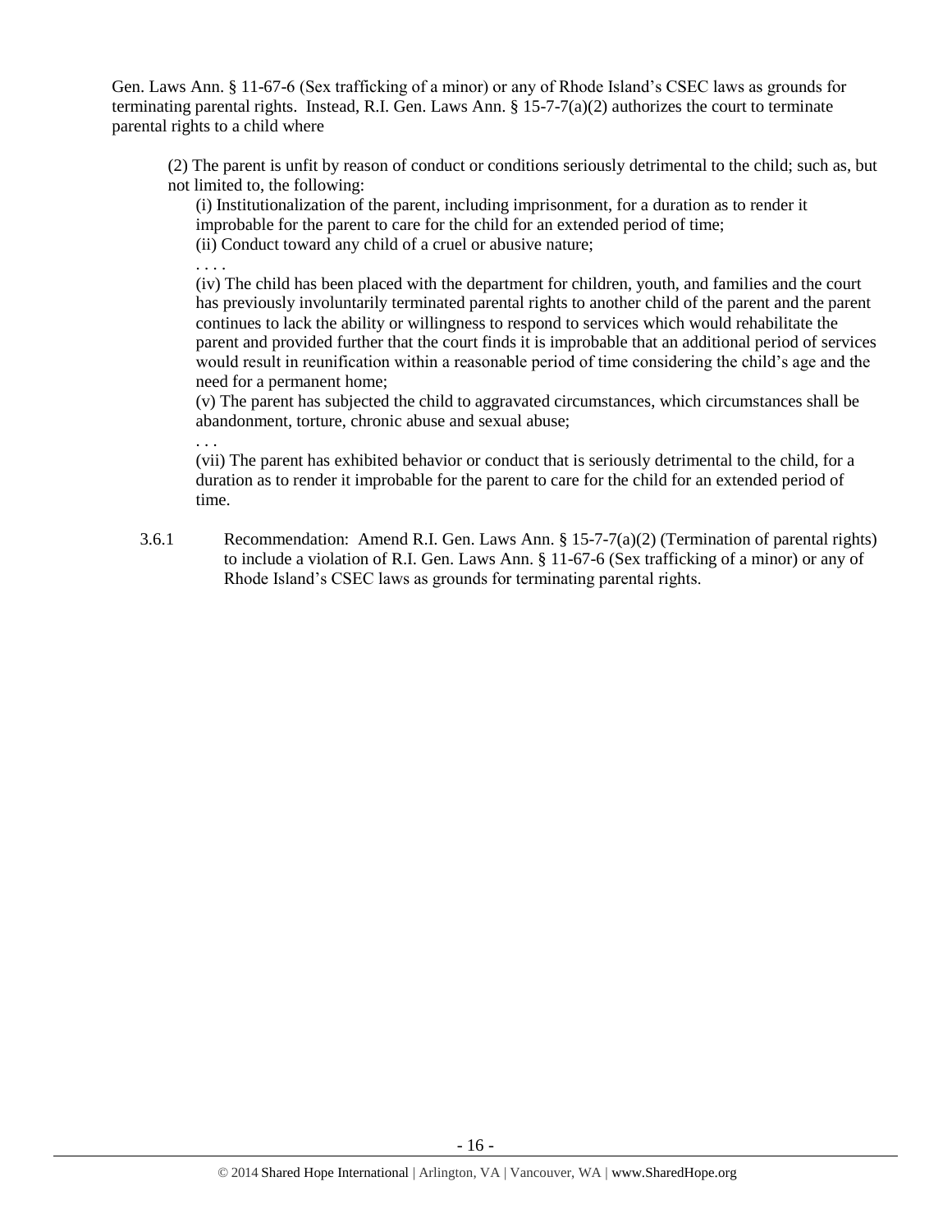Gen. Laws Ann. § 11-67-6 (Sex trafficking of a minor) or any of Rhode Island's CSEC laws as grounds for terminating parental rights. Instead, R.I. Gen. Laws Ann. § 15-7-7(a)(2) authorizes the court to terminate parental rights to a child where

> (2) The parent is unfit by reason of conduct or conditions seriously detrimental to the child; such as, but not limited to, the following:
>
> (i) Institutionalization of the parent, including imprisonment, for a duration as to render it improbable for the parent to care for the child for an extended period of time;
>
> (ii) Conduct toward any child of a cruel or abusive nature;
>
> . . . .
>
> (iv) The child has been placed with the department for children, youth, and families and the court has previously involuntarily terminated parental rights to another child of the parent and the parent continues to lack the ability or willingness to respond to services which would rehabilitate the parent and provided further that the court finds it is improbable that an additional period of services would result in reunification within a reasonable period of time considering the child's age and the need for a permanent home;
>
> (v) The parent has subjected the child to aggravated circumstances, which circumstances shall be abandonment, torture, chronic abuse and sexual abuse;
>
> . . .
>
> (vii) The parent has exhibited behavior or conduct that is seriously detrimental to the child, for a duration as to render it improbable for the parent to care for the child for an extended period of time.

3.6.1 Recommendation: Amend R.I. Gen. Laws Ann. § 15-7-7(a)(2) (Termination of parental rights) to include a violation of R.I. Gen. Laws Ann. § 11-67-6 (Sex trafficking of a minor) or any of Rhode Island's CSEC laws as grounds for terminating parental rights.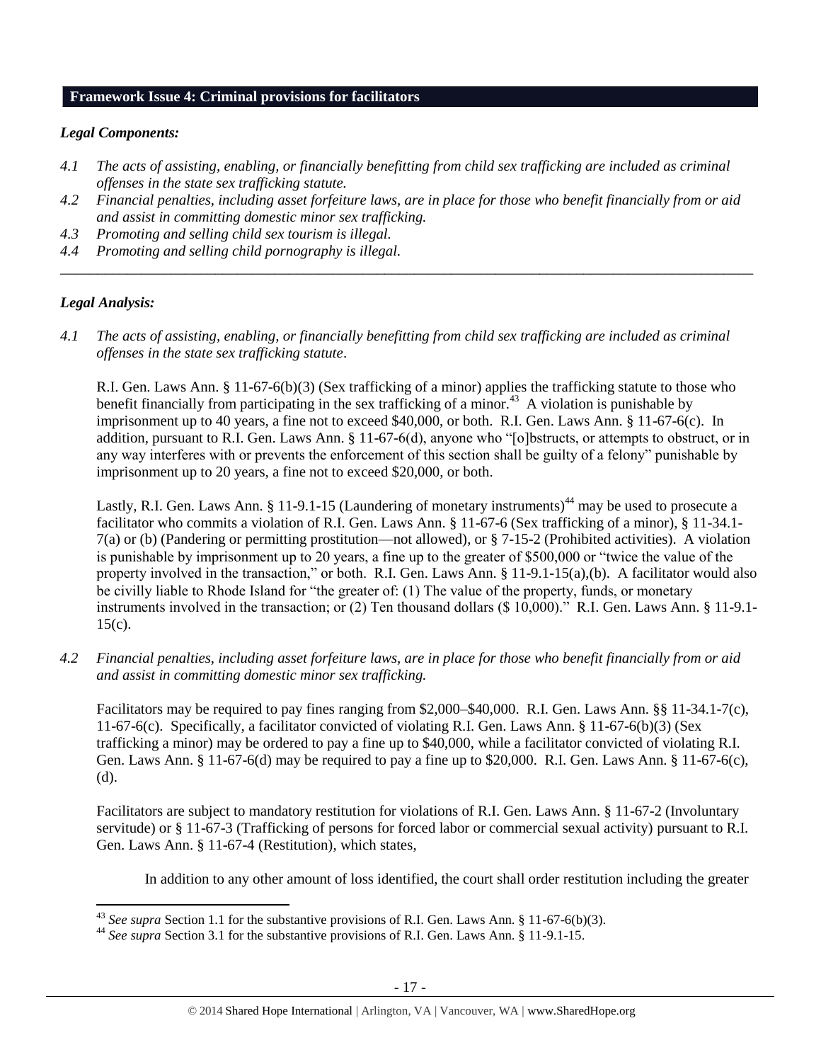## Framework Issue 4: Criminal provisions for facilitators

### *Legal Components:*

*4.1 The acts of assisting, enabling, or financially benefitting from child sex trafficking are included as criminal offenses in the state sex trafficking statute.*

*4.2 Financial penalties, including asset forfeiture laws, are in place for those who benefit financially from or aid and assist in committing domestic minor sex trafficking.*

*4.3 Promoting and selling child sex tourism is illegal.*

*4.4 Promoting and selling child pornography is illegal.*

---

### *Legal Analysis:*

*4.1 The acts of assisting, enabling, or financially benefitting from child sex trafficking are included as criminal offenses in the state sex trafficking statute*.

R.I. Gen. Laws Ann. § 11-67-6(b)(3) (Sex trafficking of a minor) applies the trafficking statute to those who benefit financially from participating in the sex trafficking of a minor.[43] A violation is punishable by imprisonment up to 40 years, a fine not to exceed $40,000, or both. R.I. Gen. Laws Ann. § 11-67-6(c). In addition, pursuant to R.I. Gen. Laws Ann. § 11-67-6(d), anyone who "[o]bstructs, or attempts to obstruct, or in any way interferes with or prevents the enforcement of this section shall be guilty of a felony" punishable by imprisonment up to 20 years, a fine not to exceed $20,000, or both.

Lastly, R.I. Gen. Laws Ann. § 11-9.1-15 (Laundering of monetary instruments)[44] may be used to prosecute a facilitator who commits a violation of R.I. Gen. Laws Ann. § 11-67-6 (Sex trafficking of a minor), § 11-34.1-7(a) or (b) (Pandering or permitting prostitution—not allowed), or § 7-15-2 (Prohibited activities). A violation is punishable by imprisonment up to 20 years, a fine up to the greater of $500,000 or "twice the value of the property involved in the transaction," or both. R.I. Gen. Laws Ann. § 11-9.1-15(a),(b). A facilitator would also be civilly liable to Rhode Island for "the greater of: (1) The value of the property, funds, or monetary instruments involved in the transaction; or (2) Ten thousand dollars ($ 10,000)." R.I. Gen. Laws Ann. § 11-9.1-15(c).

*4.2 Financial penalties, including asset forfeiture laws, are in place for those who benefit financially from or aid and assist in committing domestic minor sex trafficking.*

Facilitators may be required to pay fines ranging from $2,000–$40,000. R.I. Gen. Laws Ann. §§ 11-34.1-7(c), 11-67-6(c). Specifically, a facilitator convicted of violating R.I. Gen. Laws Ann. § 11-67-6(b)(3) (Sex trafficking a minor) may be ordered to pay a fine up to $40,000, while a facilitator convicted of violating R.I. Gen. Laws Ann. § 11-67-6(d) may be required to pay a fine up to $20,000. R.I. Gen. Laws Ann. § 11-67-6(c), (d).

Facilitators are subject to mandatory restitution for violations of R.I. Gen. Laws Ann. § 11-67-2 (Involuntary servitude) or § 11-67-3 (Trafficking of persons for forced labor or commercial sexual activity) pursuant to R.I. Gen. Laws Ann. § 11-67-4 (Restitution), which states,

> In addition to any other amount of loss identified, the court shall order restitution including the greater

---

[43] *See supra* Section 1.1 for the substantive provisions of R.I. Gen. Laws Ann. § 11-67-6(b)(3).

[44] *See supra* Section 3.1 for the substantive provisions of R.I. Gen. Laws Ann. § 11-9.1-15.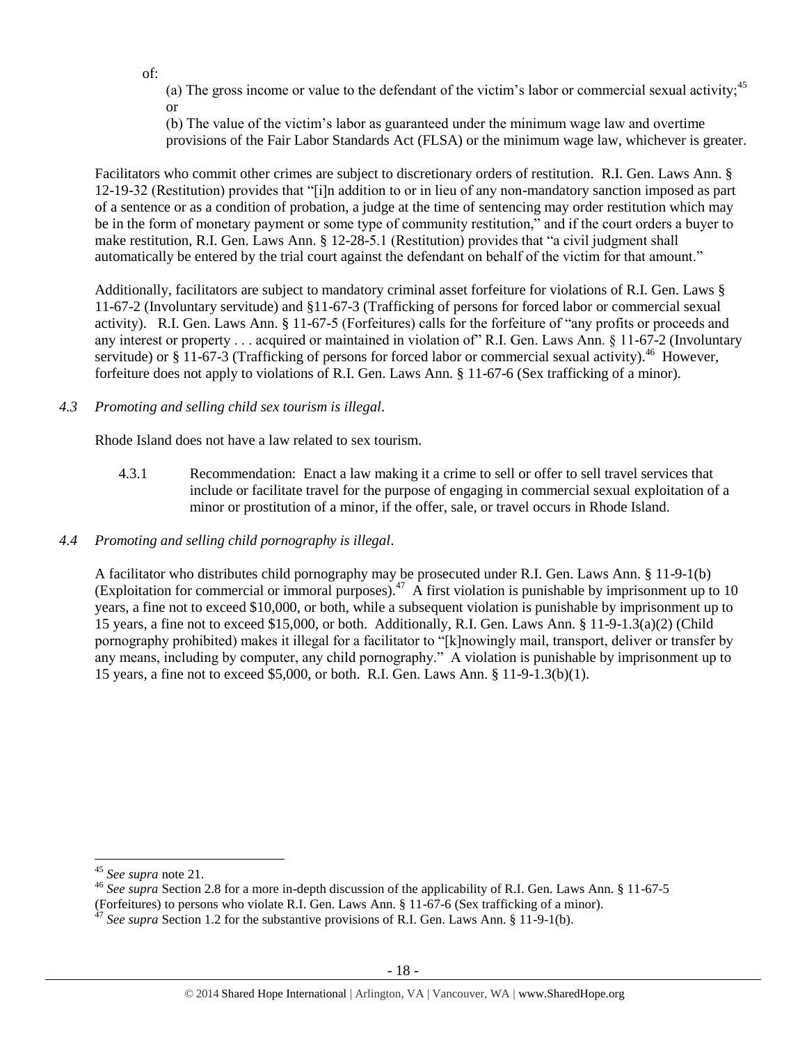of:

(a) The gross income or value to the defendant of the victim's labor or commercial sexual activity;[45] or

(b) The value of the victim's labor as guaranteed under the minimum wage law and overtime provisions of the Fair Labor Standards Act (FLSA) or the minimum wage law, whichever is greater.

Facilitators who commit other crimes are subject to discretionary orders of restitution. R.I. Gen. Laws Ann. § 12-19-32 (Restitution) provides that "[i]n addition to or in lieu of any non-mandatory sanction imposed as part of a sentence or as a condition of probation, a judge at the time of sentencing may order restitution which may be in the form of monetary payment or some type of community restitution," and if the court orders a buyer to make restitution, R.I. Gen. Laws Ann. § 12-28-5.1 (Restitution) provides that "a civil judgment shall automatically be entered by the trial court against the defendant on behalf of the victim for that amount."

Additionally, facilitators are subject to mandatory criminal asset forfeiture for violations of R.I. Gen. Laws § 11-67-2 (Involuntary servitude) and §11-67-3 (Trafficking of persons for forced labor or commercial sexual activity). R.I. Gen. Laws Ann. § 11-67-5 (Forfeitures) calls for the forfeiture of "any profits or proceeds and any interest or property . . . acquired or maintained in violation of" R.I. Gen. Laws Ann. § 11-67-2 (Involuntary servitude) or § 11-67-3 (Trafficking of persons for forced labor or commercial sexual activity).[46] However, forfeiture does not apply to violations of R.I. Gen. Laws Ann. § 11-67-6 (Sex trafficking of a minor).

*4.3 Promoting and selling child sex tourism is illegal.*

Rhode Island does not have a law related to sex tourism.

4.3.1 Recommendation: Enact a law making it a crime to sell or offer to sell travel services that include or facilitate travel for the purpose of engaging in commercial sexual exploitation of a minor or prostitution of a minor, if the offer, sale, or travel occurs in Rhode Island.

*4.4 Promoting and selling child pornography is illegal.*

A facilitator who distributes child pornography may be prosecuted under R.I. Gen. Laws Ann. § 11-9-1(b) (Exploitation for commercial or immoral purposes).[47] A first violation is punishable by imprisonment up to 10 years, a fine not to exceed $10,000, or both, while a subsequent violation is punishable by imprisonment up to 15 years, a fine not to exceed $15,000, or both. Additionally, R.I. Gen. Laws Ann. § 11-9-1.3(a)(2) (Child pornography prohibited) makes it illegal for a facilitator to "[k]nowingly mail, transport, deliver or transfer by any means, including by computer, any child pornography." A violation is punishable by imprisonment up to 15 years, a fine not to exceed $5,000, or both. R.I. Gen. Laws Ann. § 11-9-1.3(b)(1).

---

[45] *See supra* note 21.

[46] *See supra* Section 2.8 for a more in-depth discussion of the applicability of R.I. Gen. Laws Ann. § 11-67-5 (Forfeitures) to persons who violate R.I. Gen. Laws Ann. § 11-67-6 (Sex trafficking of a minor).

[47] *See supra* Section 1.2 for the substantive provisions of R.I. Gen. Laws Ann. § 11-9-1(b).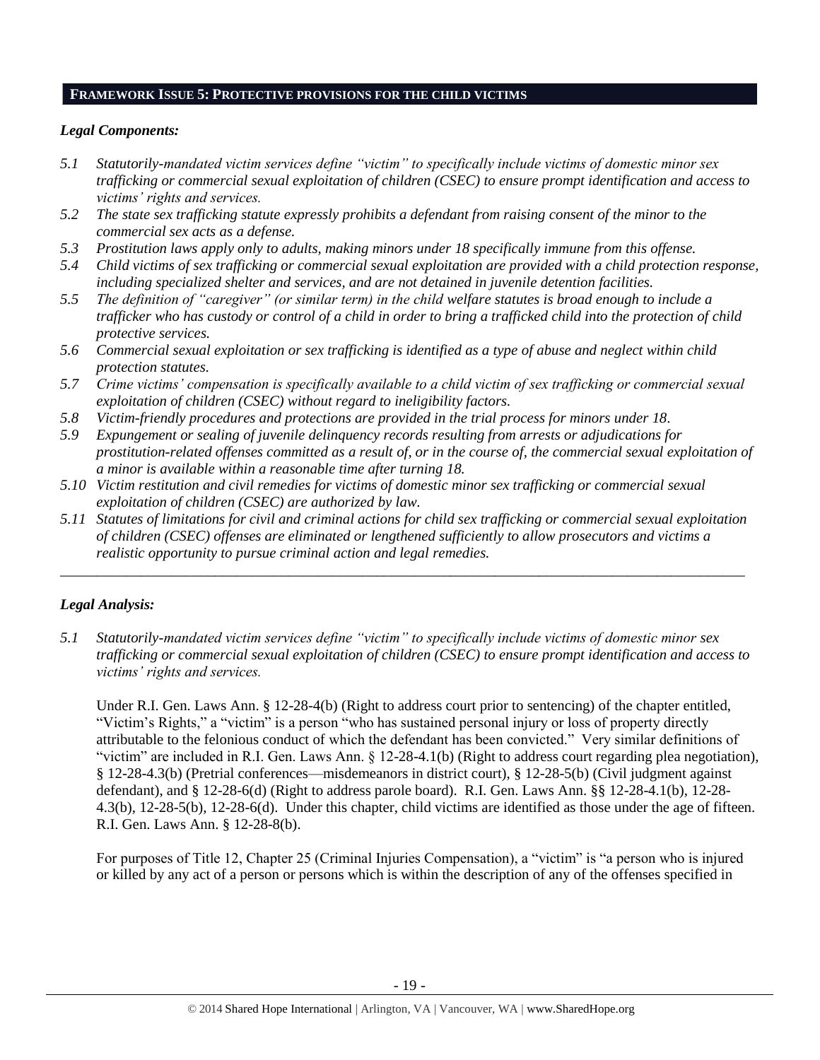## FRAMEWORK ISSUE 5: PROTECTIVE PROVISIONS FOR THE CHILD VICTIMS

### *Legal Components:*

*5.1 Statutorily-mandated victim services define "victim" to specifically include victims of domestic minor sex trafficking or commercial sexual exploitation of children (CSEC) to ensure prompt identification and access to victims' rights and services.*

*5.2 The state sex trafficking statute expressly prohibits a defendant from raising consent of the minor to the commercial sex acts as a defense.*

*5.3 Prostitution laws apply only to adults, making minors under 18 specifically immune from this offense.*

*5.4 Child victims of sex trafficking or commercial sexual exploitation are provided with a child protection response, including specialized shelter and services, and are not detained in juvenile detention facilities.*

*5.5 The definition of "caregiver" (or similar term) in the child welfare statutes is broad enough to include a trafficker who has custody or control of a child in order to bring a trafficked child into the protection of child protective services.*

*5.6 Commercial sexual exploitation or sex trafficking is identified as a type of abuse and neglect within child protection statutes.*

*5.7 Crime victims' compensation is specifically available to a child victim of sex trafficking or commercial sexual exploitation of children (CSEC) without regard to ineligibility factors.*

*5.8 Victim-friendly procedures and protections are provided in the trial process for minors under 18.*

*5.9 Expungement or sealing of juvenile delinquency records resulting from arrests or adjudications for prostitution-related offenses committed as a result of, or in the course of, the commercial sexual exploitation of a minor is available within a reasonable time after turning 18.*

*5.10 Victim restitution and civil remedies for victims of domestic minor sex trafficking or commercial sexual exploitation of children (CSEC) are authorized by law.*

*5.11 Statutes of limitations for civil and criminal actions for child sex trafficking or commercial sexual exploitation of children (CSEC) offenses are eliminated or lengthened sufficiently to allow prosecutors and victims a realistic opportunity to pursue criminal action and legal remedies.*

---

### *Legal Analysis:*

*5.1 Statutorily-mandated victim services define "victim" to specifically include victims of domestic minor sex trafficking or commercial sexual exploitation of children (CSEC) to ensure prompt identification and access to victims' rights and services.*

Under R.I. Gen. Laws Ann. § 12-28-4(b) (Right to address court prior to sentencing) of the chapter entitled, "Victim's Rights," a "victim" is a person "who has sustained personal injury or loss of property directly attributable to the felonious conduct of which the defendant has been convicted." Very similar definitions of "victim" are included in R.I. Gen. Laws Ann. § 12-28-4.1(b) (Right to address court regarding plea negotiation), § 12-28-4.3(b) (Pretrial conferences—misdemeanors in district court), § 12-28-5(b) (Civil judgment against defendant), and § 12-28-6(d) (Right to address parole board). R.I. Gen. Laws Ann. §§ 12-28-4.1(b), 12-28-4.3(b), 12-28-5(b), 12-28-6(d). Under this chapter, child victims are identified as those under the age of fifteen. R.I. Gen. Laws Ann. § 12-28-8(b).

For purposes of Title 12, Chapter 25 (Criminal Injuries Compensation), a "victim" is "a person who is injured or killed by any act of a person or persons which is within the description of any of the offenses specified in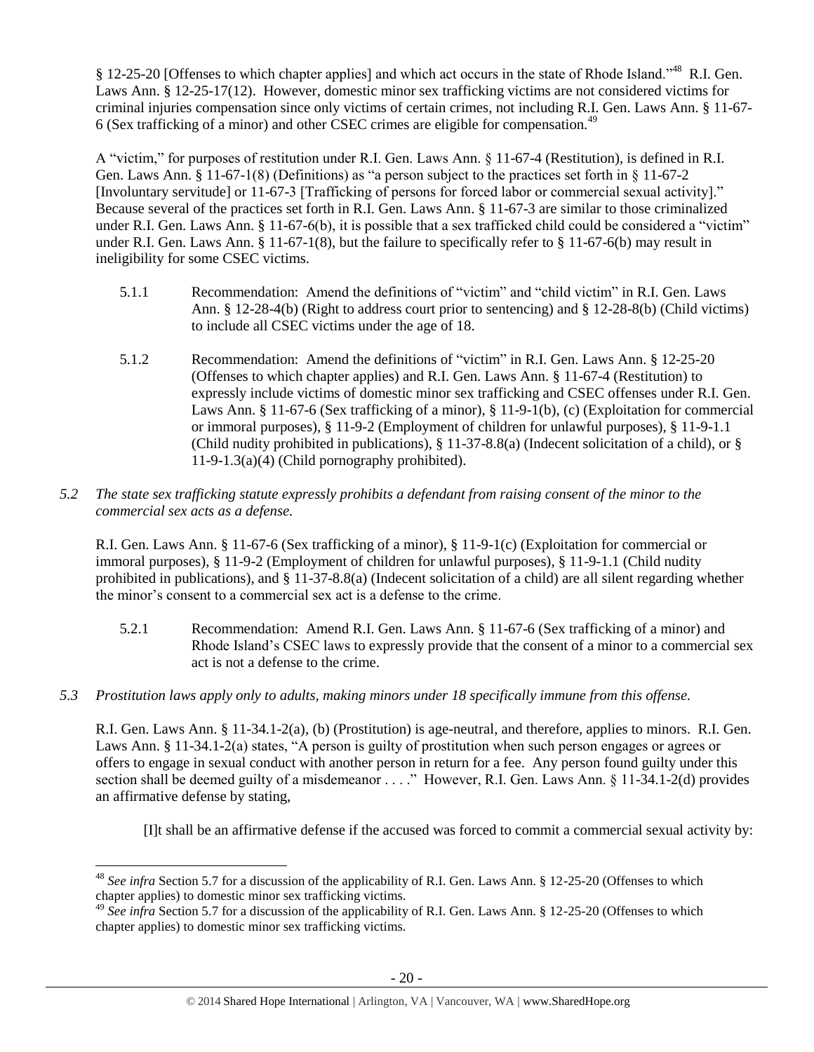§ 12-25-20 [Offenses to which chapter applies] and which act occurs in the state of Rhode Island."[48] R.I. Gen. Laws Ann. § 12-25-17(12). However, domestic minor sex trafficking victims are not considered victims for criminal injuries compensation since only victims of certain crimes, not including R.I. Gen. Laws Ann. § 11-67-6 (Sex trafficking of a minor) and other CSEC crimes are eligible for compensation.[49]

A "victim," for purposes of restitution under R.I. Gen. Laws Ann. § 11-67-4 (Restitution), is defined in R.I. Gen. Laws Ann. § 11-67-1(8) (Definitions) as "a person subject to the practices set forth in § 11-67-2 [Involuntary servitude] or 11-67-3 [Trafficking of persons for forced labor or commercial sexual activity]." Because several of the practices set forth in R.I. Gen. Laws Ann. § 11-67-3 are similar to those criminalized under R.I. Gen. Laws Ann. § 11-67-6(b), it is possible that a sex trafficked child could be considered a "victim" under R.I. Gen. Laws Ann. § 11-67-1(8), but the failure to specifically refer to § 11-67-6(b) may result in ineligibility for some CSEC victims.

5.1.1 Recommendation: Amend the definitions of "victim" and "child victim" in R.I. Gen. Laws Ann. § 12-28-4(b) (Right to address court prior to sentencing) and § 12-28-8(b) (Child victims) to include all CSEC victims under the age of 18.

5.1.2 Recommendation: Amend the definitions of "victim" in R.I. Gen. Laws Ann. § 12-25-20 (Offenses to which chapter applies) and R.I. Gen. Laws Ann. § 11-67-4 (Restitution) to expressly include victims of domestic minor sex trafficking and CSEC offenses under R.I. Gen. Laws Ann. § 11-67-6 (Sex trafficking of a minor), § 11-9-1(b), (c) (Exploitation for commercial or immoral purposes), § 11-9-2 (Employment of children for unlawful purposes), § 11-9-1.1 (Child nudity prohibited in publications), § 11-37-8.8(a) (Indecent solicitation of a child), or § 11-9-1.3(a)(4) (Child pornography prohibited).

*5.2 The state sex trafficking statute expressly prohibits a defendant from raising consent of the minor to the commercial sex acts as a defense.*

R.I. Gen. Laws Ann. § 11-67-6 (Sex trafficking of a minor), § 11-9-1(c) (Exploitation for commercial or immoral purposes), § 11-9-2 (Employment of children for unlawful purposes), § 11-9-1.1 (Child nudity prohibited in publications), and § 11-37-8.8(a) (Indecent solicitation of a child) are all silent regarding whether the minor's consent to a commercial sex act is a defense to the crime.

5.2.1 Recommendation: Amend R.I. Gen. Laws Ann. § 11-67-6 (Sex trafficking of a minor) and Rhode Island's CSEC laws to expressly provide that the consent of a minor to a commercial sex act is not a defense to the crime.

*5.3 Prostitution laws apply only to adults, making minors under 18 specifically immune from this offense.*

R.I. Gen. Laws Ann. § 11-34.1-2(a), (b) (Prostitution) is age-neutral, and therefore, applies to minors. R.I. Gen. Laws Ann. § 11-34.1-2(a) states, "A person is guilty of prostitution when such person engages or agrees or offers to engage in sexual conduct with another person in return for a fee. Any person found guilty under this section shall be deemed guilty of a misdemeanor . . . ." However, R.I. Gen. Laws Ann. § 11-34.1-2(d) provides an affirmative defense by stating,

> [I]t shall be an affirmative defense if the accused was forced to commit a commercial sexual activity by:

---

[48] *See infra* Section 5.7 for a discussion of the applicability of R.I. Gen. Laws Ann. § 12-25-20 (Offenses to which chapter applies) to domestic minor sex trafficking victims.

[49] *See infra* Section 5.7 for a discussion of the applicability of R.I. Gen. Laws Ann. § 12-25-20 (Offenses to which chapter applies) to domestic minor sex trafficking victims.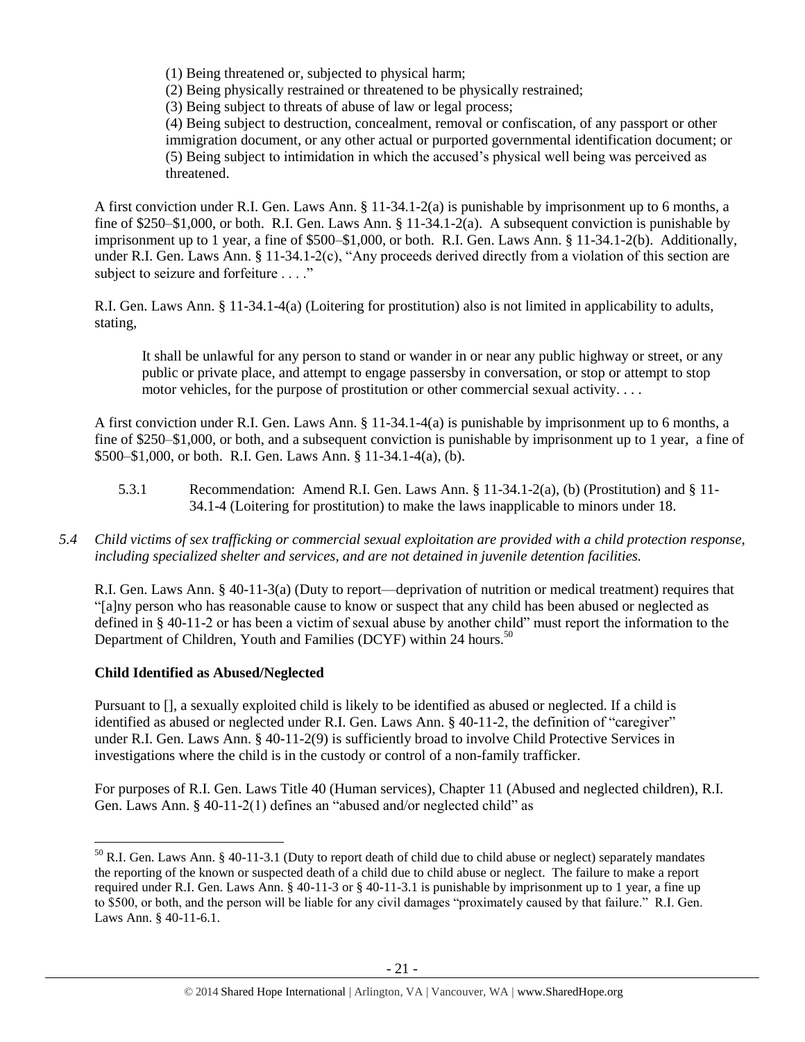(1) Being threatened or, subjected to physical harm;
(2) Being physically restrained or threatened to be physically restrained;
(3) Being subject to threats of abuse of law or legal process;
(4) Being subject to destruction, concealment, removal or confiscation, of any passport or other immigration document, or any other actual or purported governmental identification document; or
(5) Being subject to intimidation in which the accused's physical well being was perceived as threatened.

A first conviction under R.I. Gen. Laws Ann. § 11-34.1-2(a) is punishable by imprisonment up to 6 months, a fine of $250–$1,000, or both. R.I. Gen. Laws Ann. § 11-34.1-2(a). A subsequent conviction is punishable by imprisonment up to 1 year, a fine of $500–$1,000, or both. R.I. Gen. Laws Ann. § 11-34.1-2(b). Additionally, under R.I. Gen. Laws Ann. § 11-34.1-2(c), "Any proceeds derived directly from a violation of this section are subject to seizure and forfeiture . . . ."

R.I. Gen. Laws Ann. § 11-34.1-4(a) (Loitering for prostitution) also is not limited in applicability to adults, stating,

> It shall be unlawful for any person to stand or wander in or near any public highway or street, or any public or private place, and attempt to engage passersby in conversation, or stop or attempt to stop motor vehicles, for the purpose of prostitution or other commercial sexual activity. . . .

A first conviction under R.I. Gen. Laws Ann. § 11-34.1-4(a) is punishable by imprisonment up to 6 months, a fine of $250–$1,000, or both, and a subsequent conviction is punishable by imprisonment up to 1 year, a fine of $500–$1,000, or both. R.I. Gen. Laws Ann. § 11-34.1-4(a), (b).

5.3.1 Recommendation: Amend R.I. Gen. Laws Ann. § 11-34.1-2(a), (b) (Prostitution) and § 11-34.1-4 (Loitering for prostitution) to make the laws inapplicable to minors under 18.

*5.4 Child victims of sex trafficking or commercial sexual exploitation are provided with a child protection response, including specialized shelter and services, and are not detained in juvenile detention facilities.*

R.I. Gen. Laws Ann. § 40-11-3(a) (Duty to report—deprivation of nutrition or medical treatment) requires that "[a]ny person who has reasonable cause to know or suspect that any child has been abused or neglected as defined in § 40-11-2 or has been a victim of sexual abuse by another child" must report the information to the Department of Children, Youth and Families (DCYF) within 24 hours.[50]

**Child Identified as Abused/Neglected**

Pursuant to [], a sexually exploited child is likely to be identified as abused or neglected. If a child is identified as abused or neglected under R.I. Gen. Laws Ann. § 40-11-2, the definition of "caregiver" under R.I. Gen. Laws Ann. § 40-11-2(9) is sufficiently broad to involve Child Protective Services in investigations where the child is in the custody or control of a non-family trafficker.

For purposes of R.I. Gen. Laws Title 40 (Human services), Chapter 11 (Abused and neglected children), R.I. Gen. Laws Ann. § 40-11-2(1) defines an "abused and/or neglected child" as

---

[50] R.I. Gen. Laws Ann. § 40-11-3.1 (Duty to report death of child due to child abuse or neglect) separately mandates the reporting of the known or suspected death of a child due to child abuse or neglect. The failure to make a report required under R.I. Gen. Laws Ann. § 40-11-3 or § 40-11-3.1 is punishable by imprisonment up to 1 year, a fine up to $500, or both, and the person will be liable for any civil damages "proximately caused by that failure." R.I. Gen. Laws Ann. § 40-11-6.1.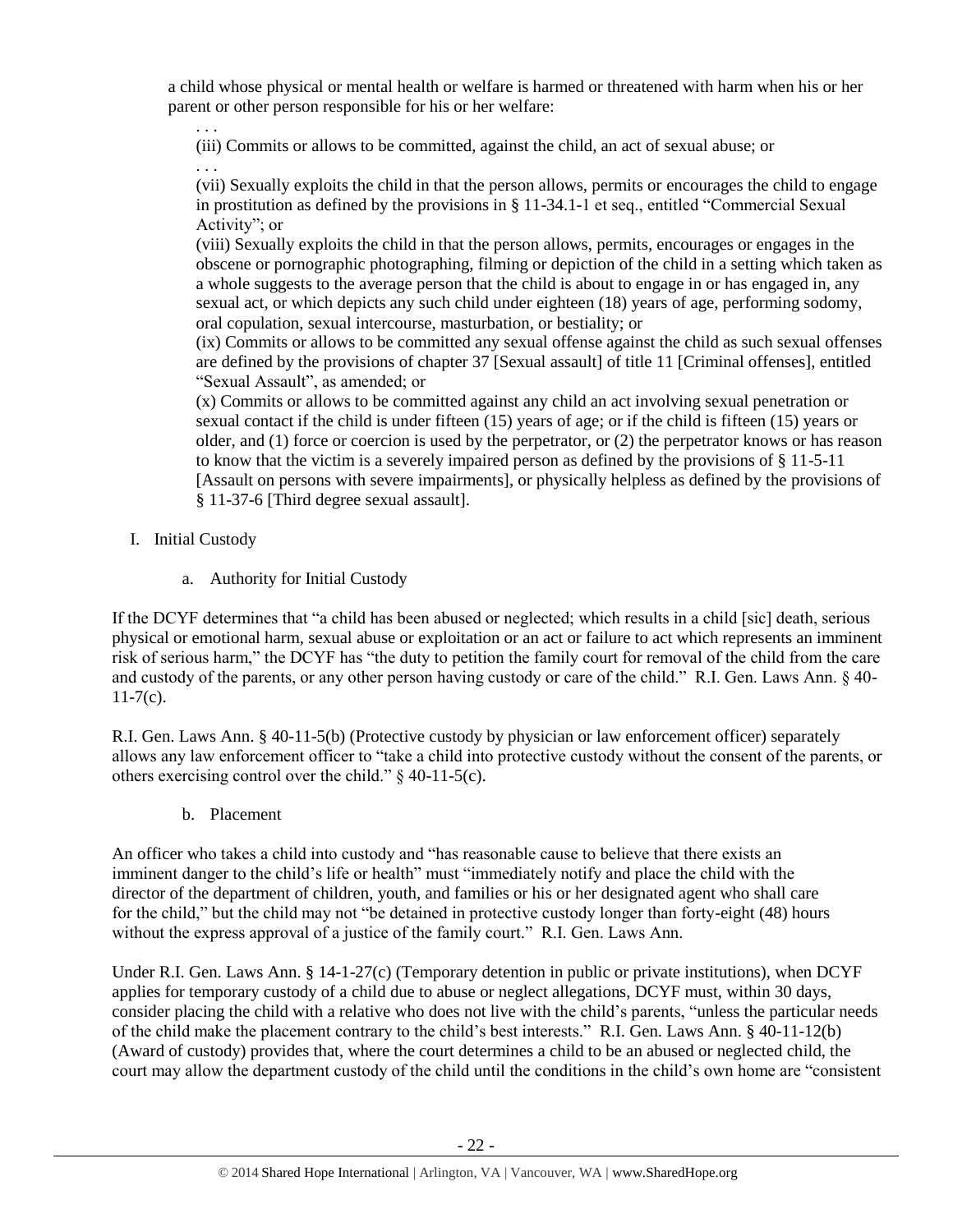a child whose physical or mental health or welfare is harmed or threatened with harm when his or her parent or other person responsible for his or her welfare:

. . .

(iii) Commits or allows to be committed, against the child, an act of sexual abuse; or

. . .

(vii) Sexually exploits the child in that the person allows, permits or encourages the child to engage in prostitution as defined by the provisions in § 11-34.1-1 et seq., entitled "Commercial Sexual Activity"; or

(viii) Sexually exploits the child in that the person allows, permits, encourages or engages in the obscene or pornographic photographing, filming or depiction of the child in a setting which taken as a whole suggests to the average person that the child is about to engage in or has engaged in, any sexual act, or which depicts any such child under eighteen (18) years of age, performing sodomy, oral copulation, sexual intercourse, masturbation, or bestiality; or

(ix) Commits or allows to be committed any sexual offense against the child as such sexual offenses are defined by the provisions of chapter 37 [Sexual assault] of title 11 [Criminal offenses], entitled "Sexual Assault", as amended; or

(x) Commits or allows to be committed against any child an act involving sexual penetration or sexual contact if the child is under fifteen (15) years of age; or if the child is fifteen (15) years or older, and (1) force or coercion is used by the perpetrator, or (2) the perpetrator knows or has reason to know that the victim is a severely impaired person as defined by the provisions of § 11-5-11 [Assault on persons with severe impairments], or physically helpless as defined by the provisions of § 11-37-6 [Third degree sexual assault].

I. Initial Custody

a. Authority for Initial Custody

If the DCYF determines that "a child has been abused or neglected; which results in a child [sic] death, serious physical or emotional harm, sexual abuse or exploitation or an act or failure to act which represents an imminent risk of serious harm," the DCYF has "the duty to petition the family court for removal of the child from the care and custody of the parents, or any other person having custody or care of the child." R.I. Gen. Laws Ann. § 40-11-7(c).

R.I. Gen. Laws Ann. § 40-11-5(b) (Protective custody by physician or law enforcement officer) separately allows any law enforcement officer to "take a child into protective custody without the consent of the parents, or others exercising control over the child." § 40-11-5(c).

b. Placement

An officer who takes a child into custody and "has reasonable cause to believe that there exists an imminent danger to the child's life or health" must "immediately notify and place the child with the director of the department of children, youth, and families or his or her designated agent who shall care for the child," but the child may not "be detained in protective custody longer than forty-eight (48) hours without the express approval of a justice of the family court." R.I. Gen. Laws Ann.

Under R.I. Gen. Laws Ann. § 14-1-27(c) (Temporary detention in public or private institutions), when DCYF applies for temporary custody of a child due to abuse or neglect allegations, DCYF must, within 30 days, consider placing the child with a relative who does not live with the child's parents, "unless the particular needs of the child make the placement contrary to the child's best interests." R.I. Gen. Laws Ann. § 40-11-12(b) (Award of custody) provides that, where the court determines a child to be an abused or neglected child, the court may allow the department custody of the child until the conditions in the child's own home are "consistent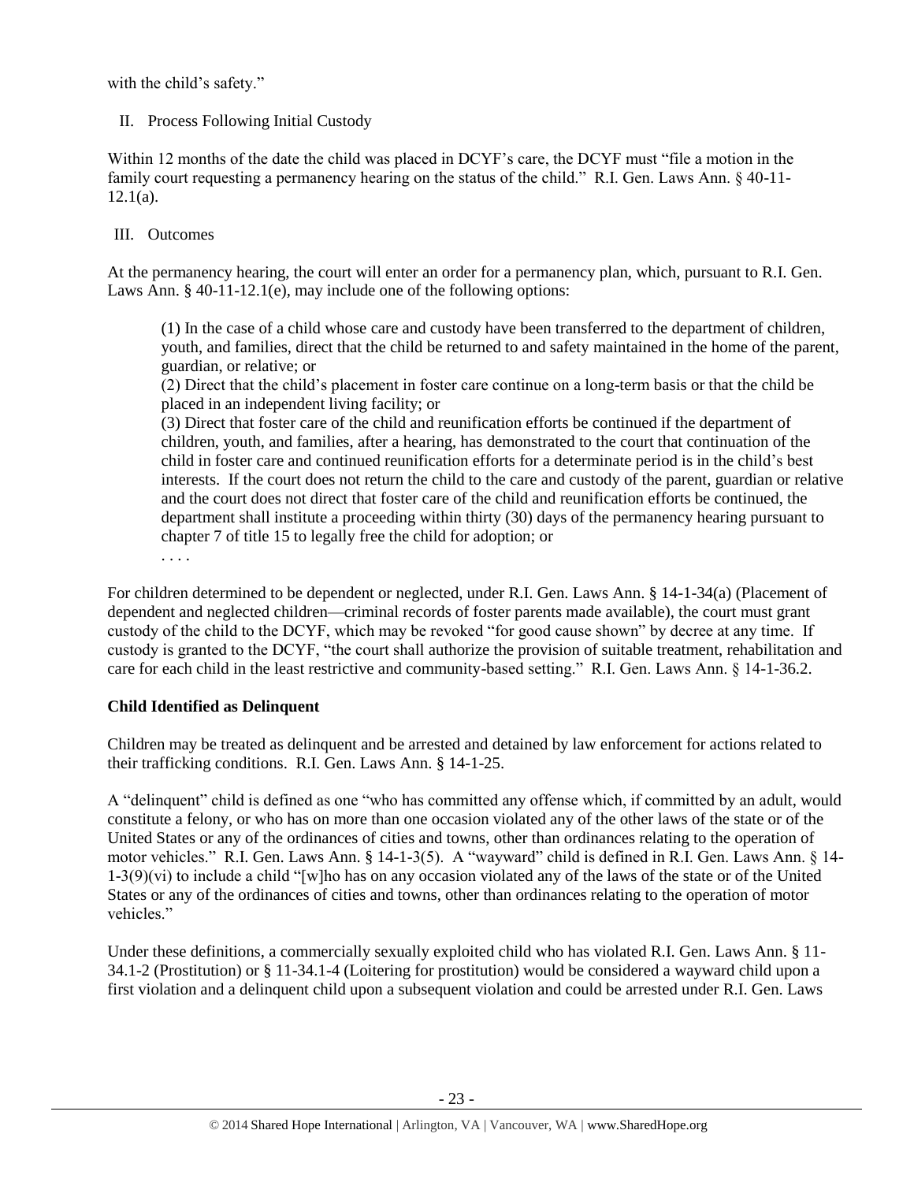with the child's safety."

II. Process Following Initial Custody

Within 12 months of the date the child was placed in DCYF's care, the DCYF must "file a motion in the family court requesting a permanency hearing on the status of the child." R.I. Gen. Laws Ann. § 40-11-12.1(a).

III. Outcomes

At the permanency hearing, the court will enter an order for a permanency plan, which, pursuant to R.I. Gen. Laws Ann. § 40-11-12.1(e), may include one of the following options:

> (1) In the case of a child whose care and custody have been transferred to the department of children, youth, and families, direct that the child be returned to and safety maintained in the home of the parent, guardian, or relative; or
>
> (2) Direct that the child's placement in foster care continue on a long-term basis or that the child be placed in an independent living facility; or
>
> (3) Direct that foster care of the child and reunification efforts be continued if the department of children, youth, and families, after a hearing, has demonstrated to the court that continuation of the child in foster care and continued reunification efforts for a determinate period is in the child's best interests. If the court does not return the child to the care and custody of the parent, guardian or relative and the court does not direct that foster care of the child and reunification efforts be continued, the department shall institute a proceeding within thirty (30) days of the permanency hearing pursuant to chapter 7 of title 15 to legally free the child for adoption; or
>
> . . . .

For children determined to be dependent or neglected, under R.I. Gen. Laws Ann. § 14-1-34(a) (Placement of dependent and neglected children—criminal records of foster parents made available), the court must grant custody of the child to the DCYF, which may be revoked "for good cause shown" by decree at any time. If custody is granted to the DCYF, "the court shall authorize the provision of suitable treatment, rehabilitation and care for each child in the least restrictive and community-based setting." R.I. Gen. Laws Ann. § 14-1-36.2.

**Child Identified as Delinquent**

Children may be treated as delinquent and be arrested and detained by law enforcement for actions related to their trafficking conditions. R.I. Gen. Laws Ann. § 14-1-25.

A "delinquent" child is defined as one "who has committed any offense which, if committed by an adult, would constitute a felony, or who has on more than one occasion violated any of the other laws of the state or of the United States or any of the ordinances of cities and towns, other than ordinances relating to the operation of motor vehicles." R.I. Gen. Laws Ann. § 14-1-3(5). A "wayward" child is defined in R.I. Gen. Laws Ann. § 14-1-3(9)(vi) to include a child "[w]ho has on any occasion violated any of the laws of the state or of the United States or any of the ordinances of cities and towns, other than ordinances relating to the operation of motor vehicles."

Under these definitions, a commercially sexually exploited child who has violated R.I. Gen. Laws Ann. § 11-34.1-2 (Prostitution) or § 11-34.1-4 (Loitering for prostitution) would be considered a wayward child upon a first violation and a delinquent child upon a subsequent violation and could be arrested under R.I. Gen. Laws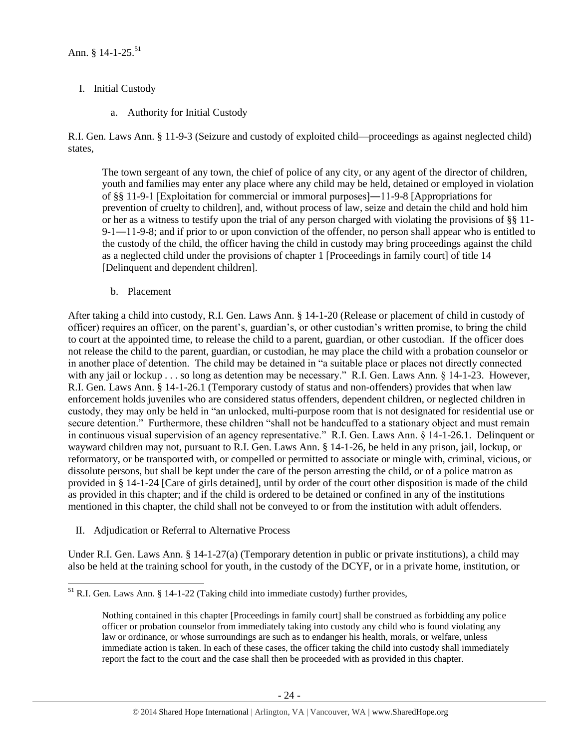Ann. § 14-1-25.[51]

I. Initial Custody

a. Authority for Initial Custody

R.I. Gen. Laws Ann. § 11-9-3 (Seizure and custody of exploited child—proceedings as against neglected child) states,

> The town sergeant of any town, the chief of police of any city, or any agent of the director of children, youth and families may enter any place where any child may be held, detained or employed in violation of §§ 11-9-1 [Exploitation for commercial or immoral purposes]―11-9-8 [Appropriations for prevention of cruelty to children], and, without process of law, seize and detain the child and hold him or her as a witness to testify upon the trial of any person charged with violating the provisions of §§ 11-9-1―11-9-8; and if prior to or upon conviction of the offender, no person shall appear who is entitled to the custody of the child, the officer having the child in custody may bring proceedings against the child as a neglected child under the provisions of chapter 1 [Proceedings in family court] of title 14 [Delinquent and dependent children].

b. Placement

After taking a child into custody, R.I. Gen. Laws Ann. § 14-1-20 (Release or placement of child in custody of officer) requires an officer, on the parent's, guardian's, or other custodian's written promise, to bring the child to court at the appointed time, to release the child to a parent, guardian, or other custodian. If the officer does not release the child to the parent, guardian, or custodian, he may place the child with a probation counselor or in another place of detention. The child may be detained in "a suitable place or places not directly connected with any jail or lockup . . . so long as detention may be necessary." R.I. Gen. Laws Ann. § 14-1-23. However, R.I. Gen. Laws Ann. § 14-1-26.1 (Temporary custody of status and non-offenders) provides that when law enforcement holds juveniles who are considered status offenders, dependent children, or neglected children in custody, they may only be held in "an unlocked, multi-purpose room that is not designated for residential use or secure detention." Furthermore, these children "shall not be handcuffed to a stationary object and must remain in continuous visual supervision of an agency representative." R.I. Gen. Laws Ann. § 14-1-26.1. Delinquent or wayward children may not, pursuant to R.I. Gen. Laws Ann. § 14-1-26, be held in any prison, jail, lockup, or reformatory, or be transported with, or compelled or permitted to associate or mingle with, criminal, vicious, or dissolute persons, but shall be kept under the care of the person arresting the child, or of a police matron as provided in § 14-1-24 [Care of girls detained], until by order of the court other disposition is made of the child as provided in this chapter; and if the child is ordered to be detained or confined in any of the institutions mentioned in this chapter, the child shall not be conveyed to or from the institution with adult offenders.

II. Adjudication or Referral to Alternative Process

Under R.I. Gen. Laws Ann. § 14-1-27(a) (Temporary detention in public or private institutions), a child may also be held at the training school for youth, in the custody of the DCYF, or in a private home, institution, or

---

[51] R.I. Gen. Laws Ann. § 14-1-22 (Taking child into immediate custody) further provides,

> Nothing contained in this chapter [Proceedings in family court] shall be construed as forbidding any police officer or probation counselor from immediately taking into custody any child who is found violating any law or ordinance, or whose surroundings are such as to endanger his health, morals, or welfare, unless immediate action is taken. In each of these cases, the officer taking the child into custody shall immediately report the fact to the court and the case shall then be proceeded with as provided in this chapter.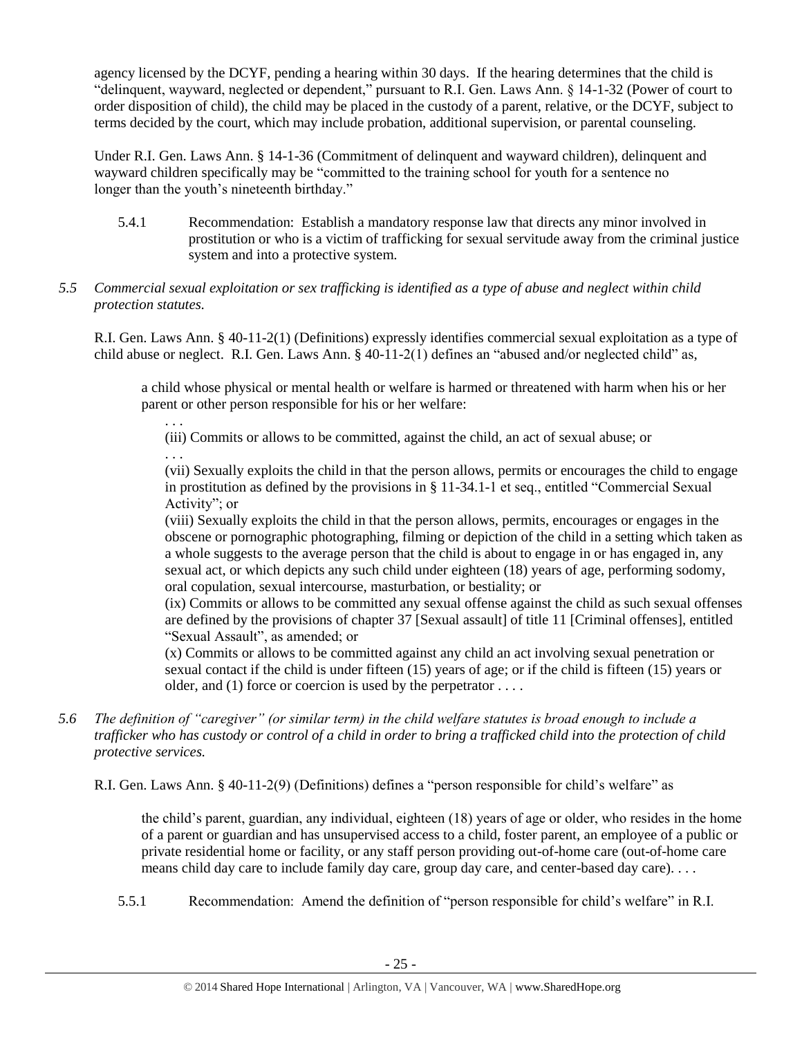agency licensed by the DCYF, pending a hearing within 30 days. If the hearing determines that the child is "delinquent, wayward, neglected or dependent," pursuant to R.I. Gen. Laws Ann. § 14-1-32 (Power of court to order disposition of child), the child may be placed in the custody of a parent, relative, or the DCYF, subject to terms decided by the court, which may include probation, additional supervision, or parental counseling.

Under R.I. Gen. Laws Ann. § 14-1-36 (Commitment of delinquent and wayward children), delinquent and wayward children specifically may be "committed to the training school for youth for a sentence no longer than the youth's nineteenth birthday."

> 5.4.1 Recommendation: Establish a mandatory response law that directs any minor involved in prostitution or who is a victim of trafficking for sexual servitude away from the criminal justice system and into a protective system.

*5.5 Commercial sexual exploitation or sex trafficking is identified as a type of abuse and neglect within child protection statutes.*

R.I. Gen. Laws Ann. § 40-11-2(1) (Definitions) expressly identifies commercial sexual exploitation as a type of child abuse or neglect. R.I. Gen. Laws Ann. § 40-11-2(1) defines an "abused and/or neglected child" as,

> a child whose physical or mental health or welfare is harmed or threatened with harm when his or her parent or other person responsible for his or her welfare:
>
> . . .
>
> (iii) Commits or allows to be committed, against the child, an act of sexual abuse; or
>
> . . .
>
> (vii) Sexually exploits the child in that the person allows, permits or encourages the child to engage in prostitution as defined by the provisions in § 11-34.1-1 et seq., entitled "Commercial Sexual Activity"; or
>
> (viii) Sexually exploits the child in that the person allows, permits, encourages or engages in the obscene or pornographic photographing, filming or depiction of the child in a setting which taken as a whole suggests to the average person that the child is about to engage in or has engaged in, any sexual act, or which depicts any such child under eighteen (18) years of age, performing sodomy, oral copulation, sexual intercourse, masturbation, or bestiality; or
>
> (ix) Commits or allows to be committed any sexual offense against the child as such sexual offenses are defined by the provisions of chapter 37 [Sexual assault] of title 11 [Criminal offenses], entitled "Sexual Assault", as amended; or
>
> (x) Commits or allows to be committed against any child an act involving sexual penetration or sexual contact if the child is under fifteen (15) years of age; or if the child is fifteen (15) years or older, and (1) force or coercion is used by the perpetrator . . . .

*5.6 The definition of "caregiver" (or similar term) in the child welfare statutes is broad enough to include a trafficker who has custody or control of a child in order to bring a trafficked child into the protection of child protective services.*

R.I. Gen. Laws Ann. § 40-11-2(9) (Definitions) defines a "person responsible for child's welfare" as

> the child's parent, guardian, any individual, eighteen (18) years of age or older, who resides in the home of a parent or guardian and has unsupervised access to a child, foster parent, an employee of a public or private residential home or facility, or any staff person providing out-of-home care (out-of-home care means child day care to include family day care, group day care, and center-based day care). . . .

> 5.5.1 Recommendation: Amend the definition of "person responsible for child's welfare" in R.I.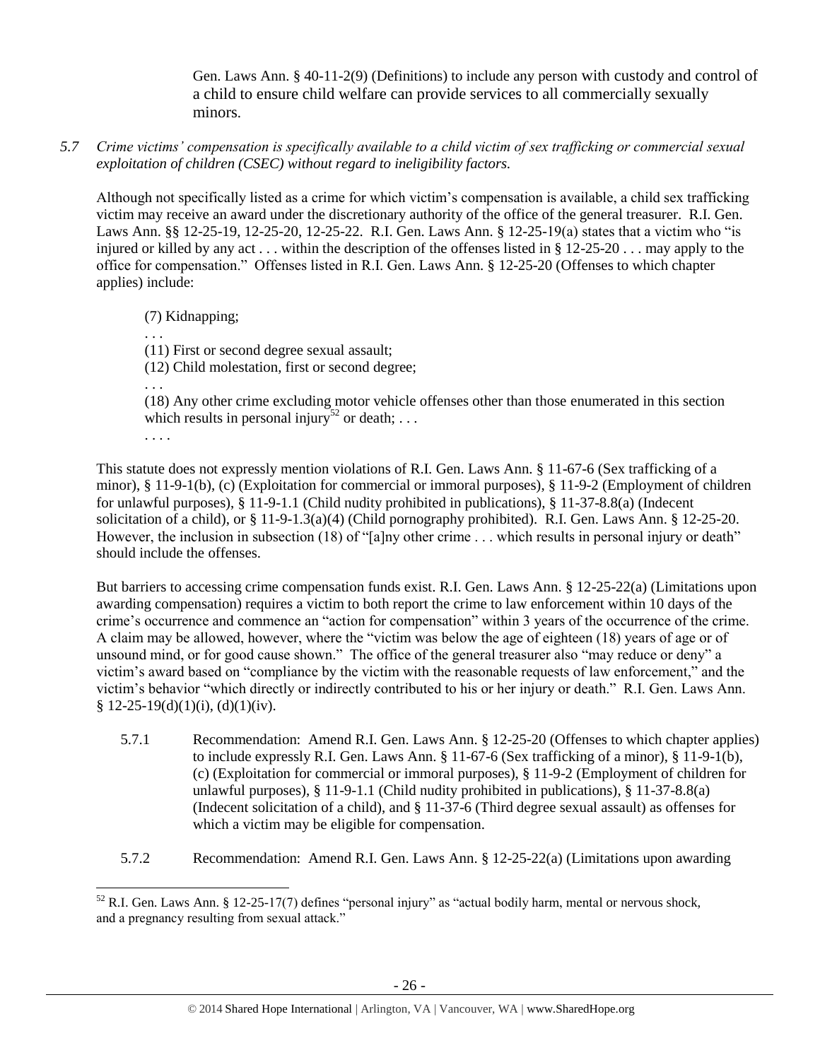Gen. Laws Ann. § 40-11-2(9) (Definitions) to include any person with custody and control of a child to ensure child welfare can provide services to all commercially sexually minors.

*5.7 Crime victims' compensation is specifically available to a child victim of sex trafficking or commercial sexual exploitation of children (CSEC) without regard to ineligibility factors.*

Although not specifically listed as a crime for which victim's compensation is available, a child sex trafficking victim may receive an award under the discretionary authority of the office of the general treasurer. R.I. Gen. Laws Ann. §§ 12-25-19, 12-25-20, 12-25-22. R.I. Gen. Laws Ann. § 12-25-19(a) states that a victim who "is injured or killed by any act . . . within the description of the offenses listed in § 12-25-20 . . . may apply to the office for compensation." Offenses listed in R.I. Gen. Laws Ann. § 12-25-20 (Offenses to which chapter applies) include:

> (7) Kidnapping;
> . . .
> (11) First or second degree sexual assault;
> (12) Child molestation, first or second degree;
> . . .
> (18) Any other crime excluding motor vehicle offenses other than those enumerated in this section which results in personal injury[52] or death; . . .
> . . . .

This statute does not expressly mention violations of R.I. Gen. Laws Ann. § 11-67-6 (Sex trafficking of a minor), § 11-9-1(b), (c) (Exploitation for commercial or immoral purposes), § 11-9-2 (Employment of children for unlawful purposes), § 11-9-1.1 (Child nudity prohibited in publications), § 11-37-8.8(a) (Indecent solicitation of a child), or § 11-9-1.3(a)(4) (Child pornography prohibited). R.I. Gen. Laws Ann. § 12-25-20. However, the inclusion in subsection (18) of "[a]ny other crime . . . which results in personal injury or death" should include the offenses.

But barriers to accessing crime compensation funds exist. R.I. Gen. Laws Ann. § 12-25-22(a) (Limitations upon awarding compensation) requires a victim to both report the crime to law enforcement within 10 days of the crime's occurrence and commence an "action for compensation" within 3 years of the occurrence of the crime. A claim may be allowed, however, where the "victim was below the age of eighteen (18) years of age or of unsound mind, or for good cause shown." The office of the general treasurer also "may reduce or deny" a victim's award based on "compliance by the victim with the reasonable requests of law enforcement," and the victim's behavior "which directly or indirectly contributed to his or her injury or death." R.I. Gen. Laws Ann. § 12-25-19(d)(1)(i), (d)(1)(iv).

5.7.1 Recommendation: Amend R.I. Gen. Laws Ann. § 12-25-20 (Offenses to which chapter applies) to include expressly R.I. Gen. Laws Ann. § 11-67-6 (Sex trafficking of a minor), § 11-9-1(b), (c) (Exploitation for commercial or immoral purposes), § 11-9-2 (Employment of children for unlawful purposes), § 11-9-1.1 (Child nudity prohibited in publications), § 11-37-8.8(a) (Indecent solicitation of a child), and § 11-37-6 (Third degree sexual assault) as offenses for which a victim may be eligible for compensation.

5.7.2 Recommendation: Amend R.I. Gen. Laws Ann. § 12-25-22(a) (Limitations upon awarding

---

[52] R.I. Gen. Laws Ann. § 12-25-17(7) defines "personal injury" as "actual bodily harm, mental or nervous shock, and a pregnancy resulting from sexual attack."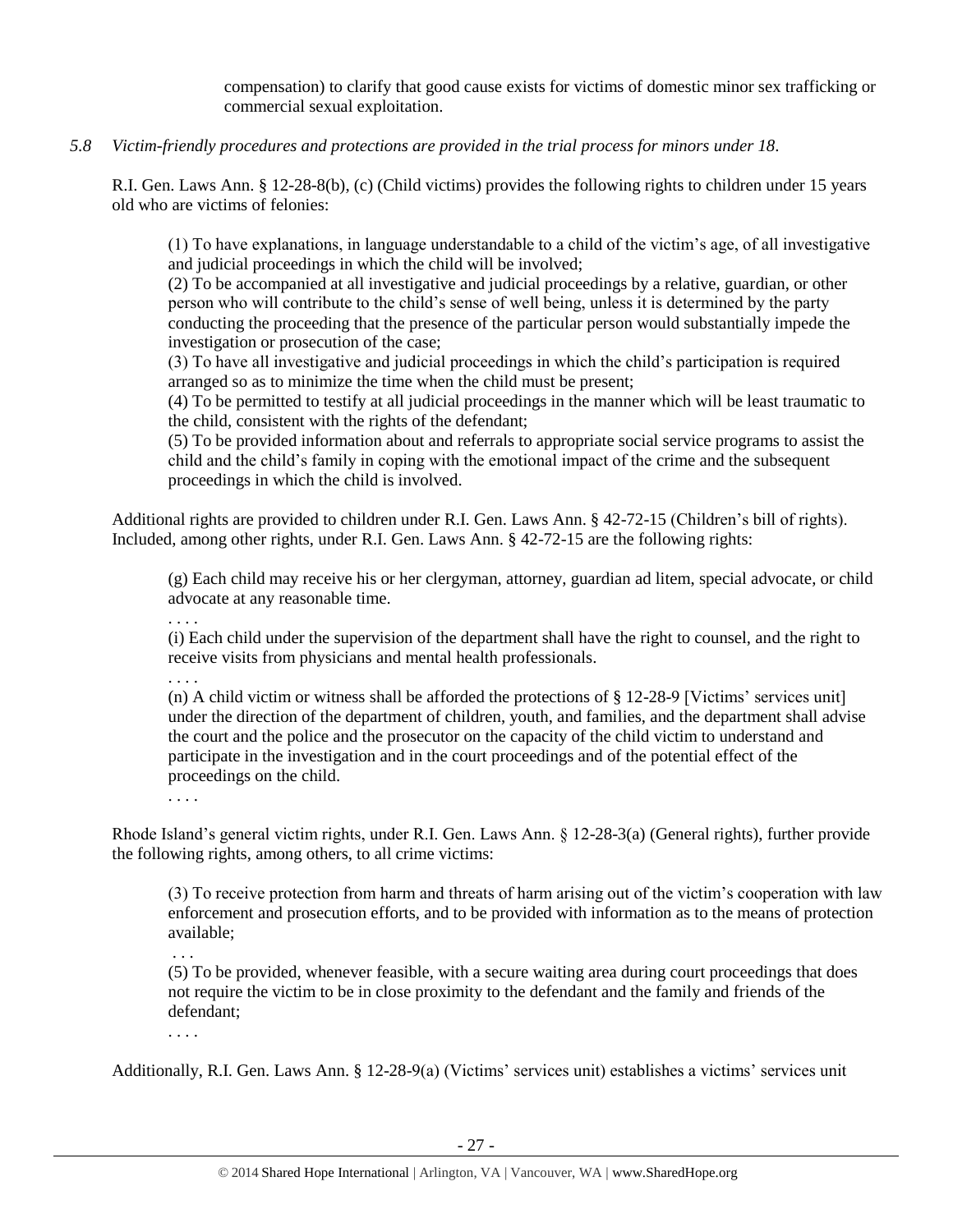compensation) to clarify that good cause exists for victims of domestic minor sex trafficking or commercial sexual exploitation.

*5.8 Victim-friendly procedures and protections are provided in the trial process for minors under 18.*

R.I. Gen. Laws Ann. § 12-28-8(b), (c) (Child victims) provides the following rights to children under 15 years old who are victims of felonies:

> (1) To have explanations, in language understandable to a child of the victim's age, of all investigative and judicial proceedings in which the child will be involved;
> (2) To be accompanied at all investigative and judicial proceedings by a relative, guardian, or other person who will contribute to the child's sense of well being, unless it is determined by the party conducting the proceeding that the presence of the particular person would substantially impede the investigation or prosecution of the case;
> (3) To have all investigative and judicial proceedings in which the child's participation is required arranged so as to minimize the time when the child must be present;
> (4) To be permitted to testify at all judicial proceedings in the manner which will be least traumatic to the child, consistent with the rights of the defendant;
> (5) To be provided information about and referrals to appropriate social service programs to assist the child and the child's family in coping with the emotional impact of the crime and the subsequent proceedings in which the child is involved.

Additional rights are provided to children under R.I. Gen. Laws Ann. § 42-72-15 (Children's bill of rights). Included, among other rights, under R.I. Gen. Laws Ann. § 42-72-15 are the following rights:

> (g) Each child may receive his or her clergyman, attorney, guardian ad litem, special advocate, or child advocate at any reasonable time.
> . . . .
> (i) Each child under the supervision of the department shall have the right to counsel, and the right to receive visits from physicians and mental health professionals.
> . . . .
> (n) A child victim or witness shall be afforded the protections of § 12-28-9 [Victims' services unit] under the direction of the department of children, youth, and families, and the department shall advise the court and the police and the prosecutor on the capacity of the child victim to understand and participate in the investigation and in the court proceedings and of the potential effect of the proceedings on the child.
> . . . .

Rhode Island's general victim rights, under R.I. Gen. Laws Ann. § 12-28-3(a) (General rights), further provide the following rights, among others, to all crime victims:

> (3) To receive protection from harm and threats of harm arising out of the victim's cooperation with law enforcement and prosecution efforts, and to be provided with information as to the means of protection available;
> . . .
> (5) To be provided, whenever feasible, with a secure waiting area during court proceedings that does not require the victim to be in close proximity to the defendant and the family and friends of the defendant;
> . . . .

Additionally, R.I. Gen. Laws Ann. § 12-28-9(a) (Victims' services unit) establishes a victims' services unit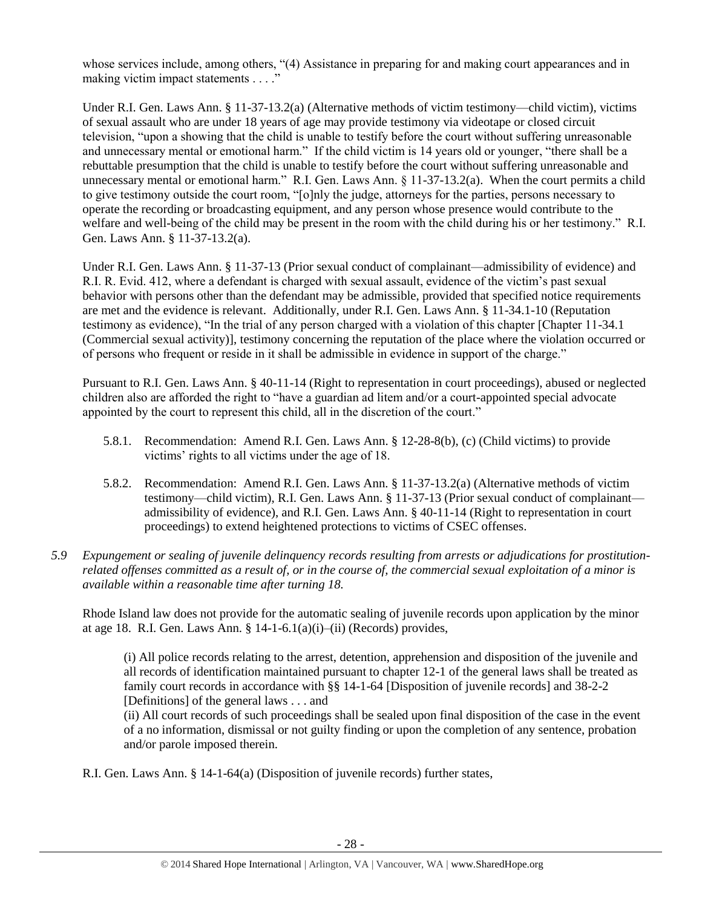whose services include, among others, "(4) Assistance in preparing for and making court appearances and in making victim impact statements . . . ."

Under R.I. Gen. Laws Ann. § 11-37-13.2(a) (Alternative methods of victim testimony—child victim), victims of sexual assault who are under 18 years of age may provide testimony via videotape or closed circuit television, "upon a showing that the child is unable to testify before the court without suffering unreasonable and unnecessary mental or emotional harm." If the child victim is 14 years old or younger, "there shall be a rebuttable presumption that the child is unable to testify before the court without suffering unreasonable and unnecessary mental or emotional harm." R.I. Gen. Laws Ann. § 11-37-13.2(a). When the court permits a child to give testimony outside the court room, "[o]nly the judge, attorneys for the parties, persons necessary to operate the recording or broadcasting equipment, and any person whose presence would contribute to the welfare and well-being of the child may be present in the room with the child during his or her testimony." R.I. Gen. Laws Ann. § 11-37-13.2(a).

Under R.I. Gen. Laws Ann. § 11-37-13 (Prior sexual conduct of complainant—admissibility of evidence) and R.I. R. Evid. 412, where a defendant is charged with sexual assault, evidence of the victim's past sexual behavior with persons other than the defendant may be admissible, provided that specified notice requirements are met and the evidence is relevant. Additionally, under R.I. Gen. Laws Ann. § 11-34.1-10 (Reputation testimony as evidence), "In the trial of any person charged with a violation of this chapter [Chapter 11-34.1 (Commercial sexual activity)], testimony concerning the reputation of the place where the violation occurred or of persons who frequent or reside in it shall be admissible in evidence in support of the charge."

Pursuant to R.I. Gen. Laws Ann. § 40-11-14 (Right to representation in court proceedings), abused or neglected children also are afforded the right to "have a guardian ad litem and/or a court-appointed special advocate appointed by the court to represent this child, all in the discretion of the court."

5.8.1. Recommendation: Amend R.I. Gen. Laws Ann. § 12-28-8(b), (c) (Child victims) to provide victims' rights to all victims under the age of 18.

5.8.2. Recommendation: Amend R.I. Gen. Laws Ann. § 11-37-13.2(a) (Alternative methods of victim testimony—child victim), R.I. Gen. Laws Ann. § 11-37-13 (Prior sexual conduct of complainant—admissibility of evidence), and R.I. Gen. Laws Ann. § 40-11-14 (Right to representation in court proceedings) to extend heightened protections to victims of CSEC offenses.

*5.9 Expungement or sealing of juvenile delinquency records resulting from arrests or adjudications for prostitution-related offenses committed as a result of, or in the course of, the commercial sexual exploitation of a minor is available within a reasonable time after turning 18.*

Rhode Island law does not provide for the automatic sealing of juvenile records upon application by the minor at age 18. R.I. Gen. Laws Ann. § 14-1-6.1(a)(i)–(ii) (Records) provides,

> (i) All police records relating to the arrest, detention, apprehension and disposition of the juvenile and all records of identification maintained pursuant to chapter 12-1 of the general laws shall be treated as family court records in accordance with §§ 14-1-64 [Disposition of juvenile records] and 38-2-2 [Definitions] of the general laws . . . and
>
> (ii) All court records of such proceedings shall be sealed upon final disposition of the case in the event of a no information, dismissal or not guilty finding or upon the completion of any sentence, probation and/or parole imposed therein.

R.I. Gen. Laws Ann. § 14-1-64(a) (Disposition of juvenile records) further states,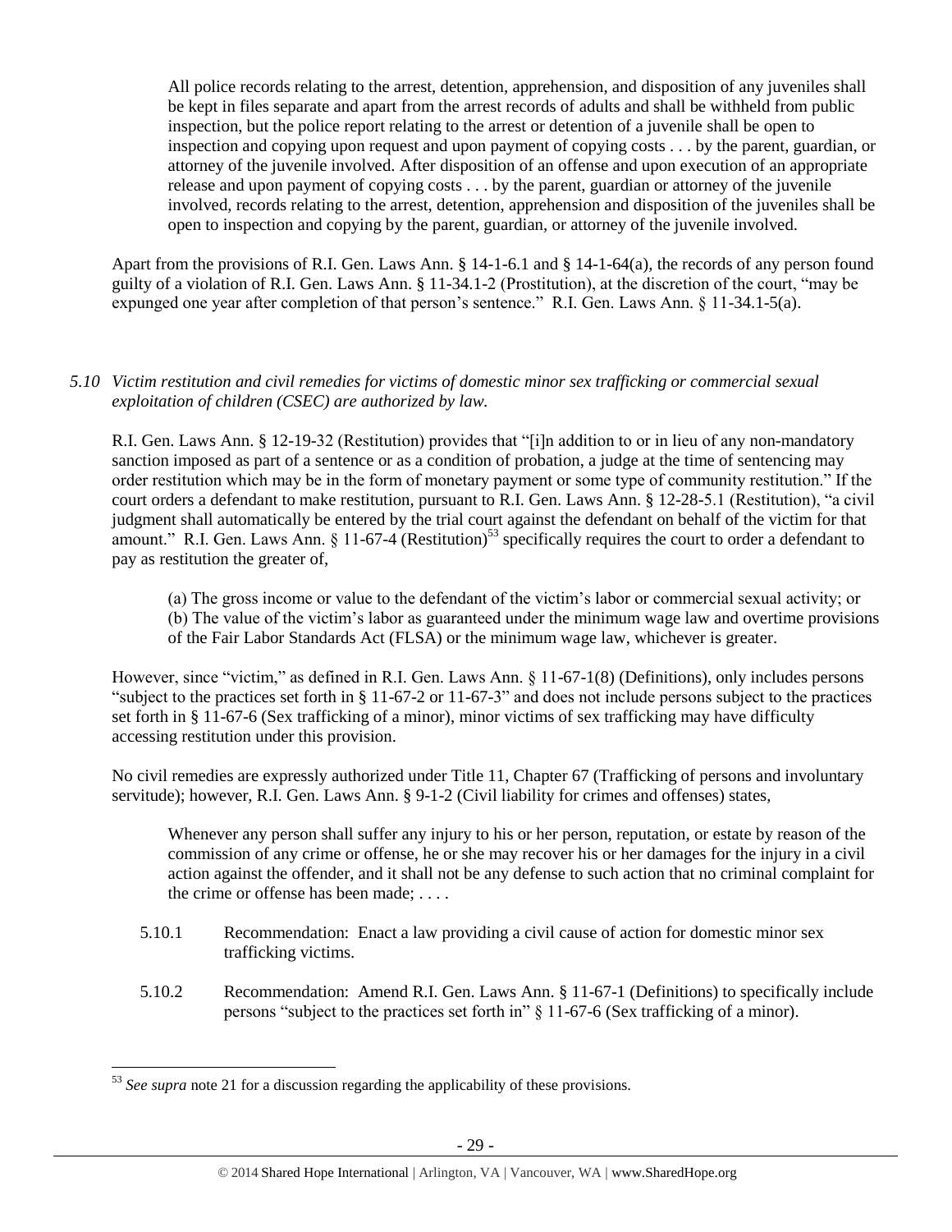> All police records relating to the arrest, detention, apprehension, and disposition of any juveniles shall be kept in files separate and apart from the arrest records of adults and shall be withheld from public inspection, but the police report relating to the arrest or detention of a juvenile shall be open to inspection and copying upon request and upon payment of copying costs . . . by the parent, guardian, or attorney of the juvenile involved. After disposition of an offense and upon execution of an appropriate release and upon payment of copying costs . . . by the parent, guardian or attorney of the juvenile involved, records relating to the arrest, detention, apprehension and disposition of the juveniles shall be open to inspection and copying by the parent, guardian, or attorney of the juvenile involved.

Apart from the provisions of R.I. Gen. Laws Ann. § 14-1-6.1 and § 14-1-64(a), the records of any person found guilty of a violation of R.I. Gen. Laws Ann. § 11-34.1-2 (Prostitution), at the discretion of the court, "may be expunged one year after completion of that person's sentence." R.I. Gen. Laws Ann. § 11-34.1-5(a).

*5.10 Victim restitution and civil remedies for victims of domestic minor sex trafficking or commercial sexual exploitation of children (CSEC) are authorized by law.*

R.I. Gen. Laws Ann. § 12-19-32 (Restitution) provides that "[i]n addition to or in lieu of any non-mandatory sanction imposed as part of a sentence or as a condition of probation, a judge at the time of sentencing may order restitution which may be in the form of monetary payment or some type of community restitution." If the court orders a defendant to make restitution, pursuant to R.I. Gen. Laws Ann. § 12-28-5.1 (Restitution), "a civil judgment shall automatically be entered by the trial court against the defendant on behalf of the victim for that amount." R.I. Gen. Laws Ann. § 11-67-4 (Restitution)[53] specifically requires the court to order a defendant to pay as restitution the greater of,

> (a) The gross income or value to the defendant of the victim's labor or commercial sexual activity; or
> (b) The value of the victim's labor as guaranteed under the minimum wage law and overtime provisions of the Fair Labor Standards Act (FLSA) or the minimum wage law, whichever is greater.

However, since "victim," as defined in R.I. Gen. Laws Ann. § 11-67-1(8) (Definitions), only includes persons "subject to the practices set forth in § 11-67-2 or 11-67-3" and does not include persons subject to the practices set forth in § 11-67-6 (Sex trafficking of a minor), minor victims of sex trafficking may have difficulty accessing restitution under this provision.

No civil remedies are expressly authorized under Title 11, Chapter 67 (Trafficking of persons and involuntary servitude); however, R.I. Gen. Laws Ann. § 9-1-2 (Civil liability for crimes and offenses) states,

> Whenever any person shall suffer any injury to his or her person, reputation, or estate by reason of the commission of any crime or offense, he or she may recover his or her damages for the injury in a civil action against the offender, and it shall not be any defense to such action that no criminal complaint for the crime or offense has been made; . . . .

5.10.1 Recommendation: Enact a law providing a civil cause of action for domestic minor sex trafficking victims.

5.10.2 Recommendation: Amend R.I. Gen. Laws Ann. § 11-67-1 (Definitions) to specifically include persons "subject to the practices set forth in" § 11-67-6 (Sex trafficking of a minor).

---

[53] *See supra* note 21 for a discussion regarding the applicability of these provisions.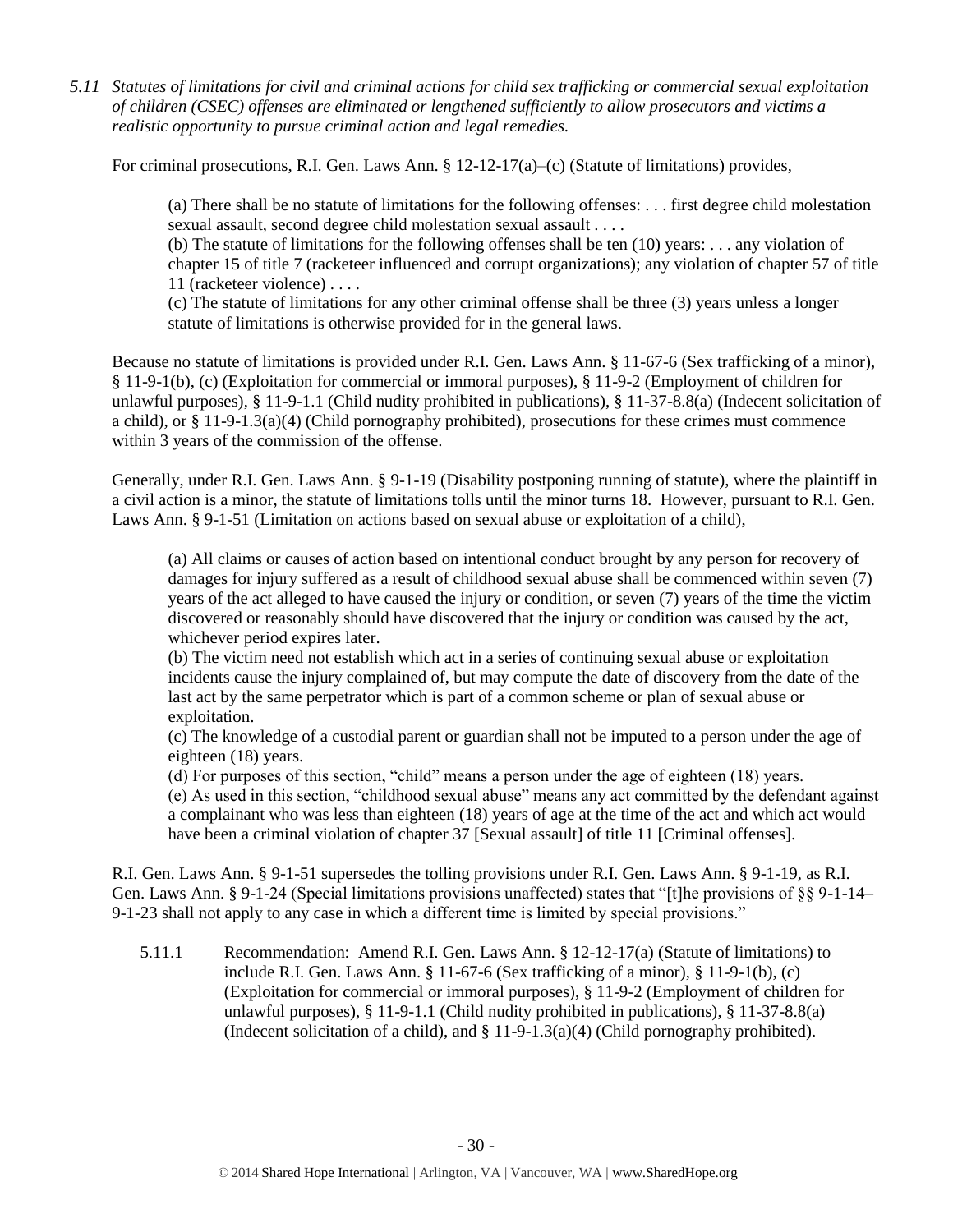*5.11 Statutes of limitations for civil and criminal actions for child sex trafficking or commercial sexual exploitation of children (CSEC) offenses are eliminated or lengthened sufficiently to allow prosecutors and victims a realistic opportunity to pursue criminal action and legal remedies.*

For criminal prosecutions, R.I. Gen. Laws Ann. § 12-12-17(a)–(c) (Statute of limitations) provides,

> (a) There shall be no statute of limitations for the following offenses: . . . first degree child molestation sexual assault, second degree child molestation sexual assault . . . .
>
> (b) The statute of limitations for the following offenses shall be ten (10) years: . . . any violation of chapter 15 of title 7 (racketeer influenced and corrupt organizations); any violation of chapter 57 of title 11 (racketeer violence) . . . .
>
> (c) The statute of limitations for any other criminal offense shall be three (3) years unless a longer statute of limitations is otherwise provided for in the general laws.

Because no statute of limitations is provided under R.I. Gen. Laws Ann. § 11-67-6 (Sex trafficking of a minor), § 11-9-1(b), (c) (Exploitation for commercial or immoral purposes), § 11-9-2 (Employment of children for unlawful purposes), § 11-9-1.1 (Child nudity prohibited in publications), § 11-37-8.8(a) (Indecent solicitation of a child), or § 11-9-1.3(a)(4) (Child pornography prohibited), prosecutions for these crimes must commence within 3 years of the commission of the offense.

Generally, under R.I. Gen. Laws Ann. § 9-1-19 (Disability postponing running of statute), where the plaintiff in a civil action is a minor, the statute of limitations tolls until the minor turns 18. However, pursuant to R.I. Gen. Laws Ann. § 9-1-51 (Limitation on actions based on sexual abuse or exploitation of a child),

> (a) All claims or causes of action based on intentional conduct brought by any person for recovery of damages for injury suffered as a result of childhood sexual abuse shall be commenced within seven (7) years of the act alleged to have caused the injury or condition, or seven (7) years of the time the victim discovered or reasonably should have discovered that the injury or condition was caused by the act, whichever period expires later.
>
> (b) The victim need not establish which act in a series of continuing sexual abuse or exploitation incidents cause the injury complained of, but may compute the date of discovery from the date of the last act by the same perpetrator which is part of a common scheme or plan of sexual abuse or exploitation.
>
> (c) The knowledge of a custodial parent or guardian shall not be imputed to a person under the age of eighteen (18) years.
>
> (d) For purposes of this section, "child" means a person under the age of eighteen (18) years.
>
> (e) As used in this section, "childhood sexual abuse" means any act committed by the defendant against a complainant who was less than eighteen (18) years of age at the time of the act and which act would have been a criminal violation of chapter 37 [Sexual assault] of title 11 [Criminal offenses].

R.I. Gen. Laws Ann. § 9-1-51 supersedes the tolling provisions under R.I. Gen. Laws Ann. § 9-1-19, as R.I. Gen. Laws Ann. § 9-1-24 (Special limitations provisions unaffected) states that "[t]he provisions of §§ 9-1-14–9-1-23 shall not apply to any case in which a different time is limited by special provisions."

5.11.1 Recommendation: Amend R.I. Gen. Laws Ann. § 12-12-17(a) (Statute of limitations) to include R.I. Gen. Laws Ann. § 11-67-6 (Sex trafficking of a minor), § 11-9-1(b), (c) (Exploitation for commercial or immoral purposes), § 11-9-2 (Employment of children for unlawful purposes), § 11-9-1.1 (Child nudity prohibited in publications), § 11-37-8.8(a) (Indecent solicitation of a child), and § 11-9-1.3(a)(4) (Child pornography prohibited).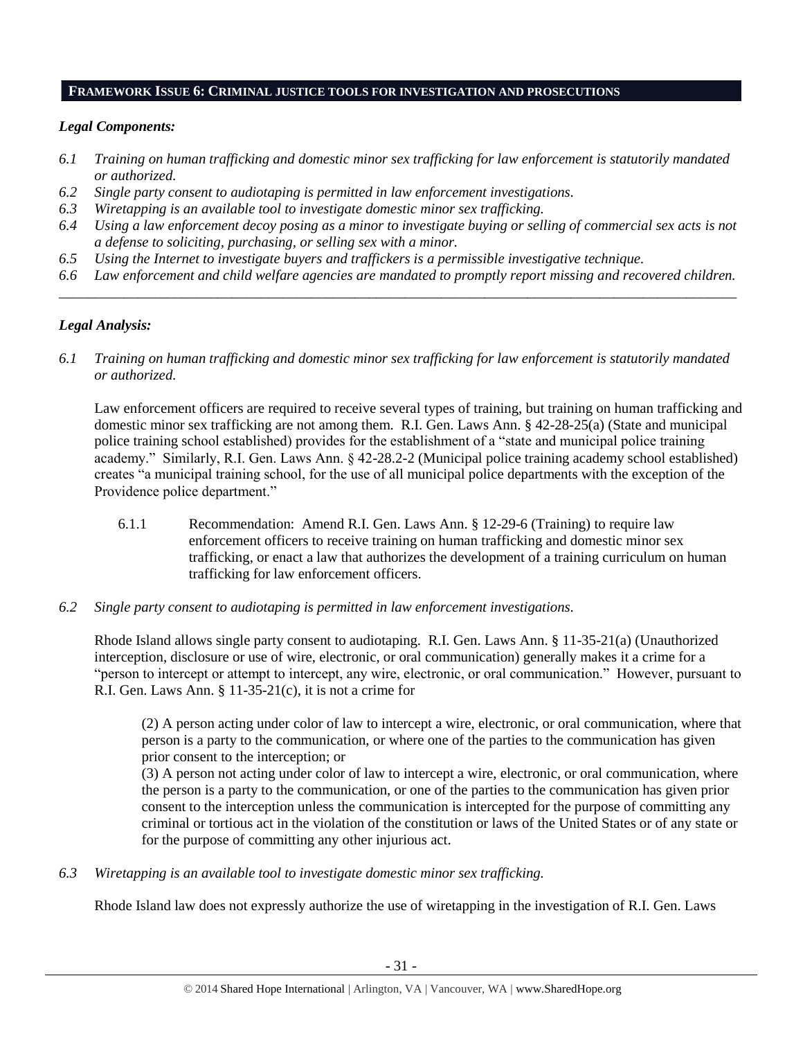## FRAMEWORK ISSUE 6: CRIMINAL JUSTICE TOOLS FOR INVESTIGATION AND PROSECUTIONS

### *Legal Components:*

*6.1 Training on human trafficking and domestic minor sex trafficking for law enforcement is statutorily mandated or authorized.*
*6.2 Single party consent to audiotaping is permitted in law enforcement investigations.*
*6.3 Wiretapping is an available tool to investigate domestic minor sex trafficking.*
*6.4 Using a law enforcement decoy posing as a minor to investigate buying or selling of commercial sex acts is not a defense to soliciting, purchasing, or selling sex with a minor.*
*6.5 Using the Internet to investigate buyers and traffickers is a permissible investigative technique.*
*6.6 Law enforcement and child welfare agencies are mandated to promptly report missing and recovered children.*

---

### *Legal Analysis:*

*6.1 Training on human trafficking and domestic minor sex trafficking for law enforcement is statutorily mandated or authorized.*

Law enforcement officers are required to receive several types of training, but training on human trafficking and domestic minor sex trafficking are not among them. R.I. Gen. Laws Ann. § 42-28-25(a) (State and municipal police training school established) provides for the establishment of a "state and municipal police training academy." Similarly, R.I. Gen. Laws Ann. § 42-28.2-2 (Municipal police training academy school established) creates "a municipal training school, for the use of all municipal police departments with the exception of the Providence police department."

> 6.1.1 Recommendation: Amend R.I. Gen. Laws Ann. § 12-29-6 (Training) to require law enforcement officers to receive training on human trafficking and domestic minor sex trafficking, or enact a law that authorizes the development of a training curriculum on human trafficking for law enforcement officers.

*6.2 Single party consent to audiotaping is permitted in law enforcement investigations.*

Rhode Island allows single party consent to audiotaping. R.I. Gen. Laws Ann. § 11-35-21(a) (Unauthorized interception, disclosure or use of wire, electronic, or oral communication) generally makes it a crime for a "person to intercept or attempt to intercept, any wire, electronic, or oral communication." However, pursuant to R.I. Gen. Laws Ann. § 11-35-21(c), it is not a crime for

> (2) A person acting under color of law to intercept a wire, electronic, or oral communication, where that person is a party to the communication, or where one of the parties to the communication has given prior consent to the interception; or
> (3) A person not acting under color of law to intercept a wire, electronic, or oral communication, where the person is a party to the communication, or one of the parties to the communication has given prior consent to the interception unless the communication is intercepted for the purpose of committing any criminal or tortious act in the violation of the constitution or laws of the United States or of any state or for the purpose of committing any other injurious act.

*6.3 Wiretapping is an available tool to investigate domestic minor sex trafficking.*

Rhode Island law does not expressly authorize the use of wiretapping in the investigation of R.I. Gen. Laws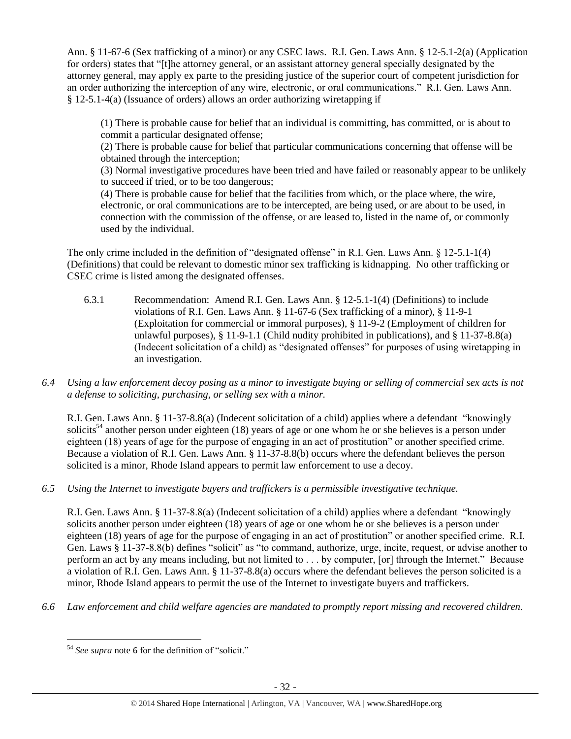Ann. § 11-67-6 (Sex trafficking of a minor) or any CSEC laws. R.I. Gen. Laws Ann. § 12-5.1-2(a) (Application for orders) states that "[t]he attorney general, or an assistant attorney general specially designated by the attorney general, may apply ex parte to the presiding justice of the superior court of competent jurisdiction for an order authorizing the interception of any wire, electronic, or oral communications." R.I. Gen. Laws Ann. § 12-5.1-4(a) (Issuance of orders) allows an order authorizing wiretapping if

> (1) There is probable cause for belief that an individual is committing, has committed, or is about to commit a particular designated offense;
> (2) There is probable cause for belief that particular communications concerning that offense will be obtained through the interception;
> (3) Normal investigative procedures have been tried and have failed or reasonably appear to be unlikely to succeed if tried, or to be too dangerous;
> (4) There is probable cause for belief that the facilities from which, or the place where, the wire, electronic, or oral communications are to be intercepted, are being used, or are about to be used, in connection with the commission of the offense, or are leased to, listed in the name of, or commonly used by the individual.

The only crime included in the definition of "designated offense" in R.I. Gen. Laws Ann. § 12-5.1-1(4) (Definitions) that could be relevant to domestic minor sex trafficking is kidnapping. No other trafficking or CSEC crime is listed among the designated offenses.

6.3.1 Recommendation: Amend R.I. Gen. Laws Ann. § 12-5.1-1(4) (Definitions) to include violations of R.I. Gen. Laws Ann. § 11-67-6 (Sex trafficking of a minor), § 11-9-1 (Exploitation for commercial or immoral purposes), § 11-9-2 (Employment of children for unlawful purposes), § 11-9-1.1 (Child nudity prohibited in publications), and § 11-37-8.8(a) (Indecent solicitation of a child) as "designated offenses" for purposes of using wiretapping in an investigation.

*6.4 Using a law enforcement decoy posing as a minor to investigate buying or selling of commercial sex acts is not a defense to soliciting, purchasing, or selling sex with a minor.*

R.I. Gen. Laws Ann. § 11-37-8.8(a) (Indecent solicitation of a child) applies where a defendant "knowingly solicits[54] another person under eighteen (18) years of age or one whom he or she believes is a person under eighteen (18) years of age for the purpose of engaging in an act of prostitution" or another specified crime. Because a violation of R.I. Gen. Laws Ann. § 11-37-8.8(b) occurs where the defendant believes the person solicited is a minor, Rhode Island appears to permit law enforcement to use a decoy.

*6.5 Using the Internet to investigate buyers and traffickers is a permissible investigative technique.*

R.I. Gen. Laws Ann. § 11-37-8.8(a) (Indecent solicitation of a child) applies where a defendant "knowingly solicits another person under eighteen (18) years of age or one whom he or she believes is a person under eighteen (18) years of age for the purpose of engaging in an act of prostitution" or another specified crime. R.I. Gen. Laws § 11-37-8.8(b) defines "solicit" as "to command, authorize, urge, incite, request, or advise another to perform an act by any means including, but not limited to . . . by computer, [or] through the Internet." Because a violation of R.I. Gen. Laws Ann. § 11-37-8.8(a) occurs where the defendant believes the person solicited is a minor, Rhode Island appears to permit the use of the Internet to investigate buyers and traffickers.

*6.6 Law enforcement and child welfare agencies are mandated to promptly report missing and recovered children.*

---

[54] *See supra* note 6 for the definition of "solicit."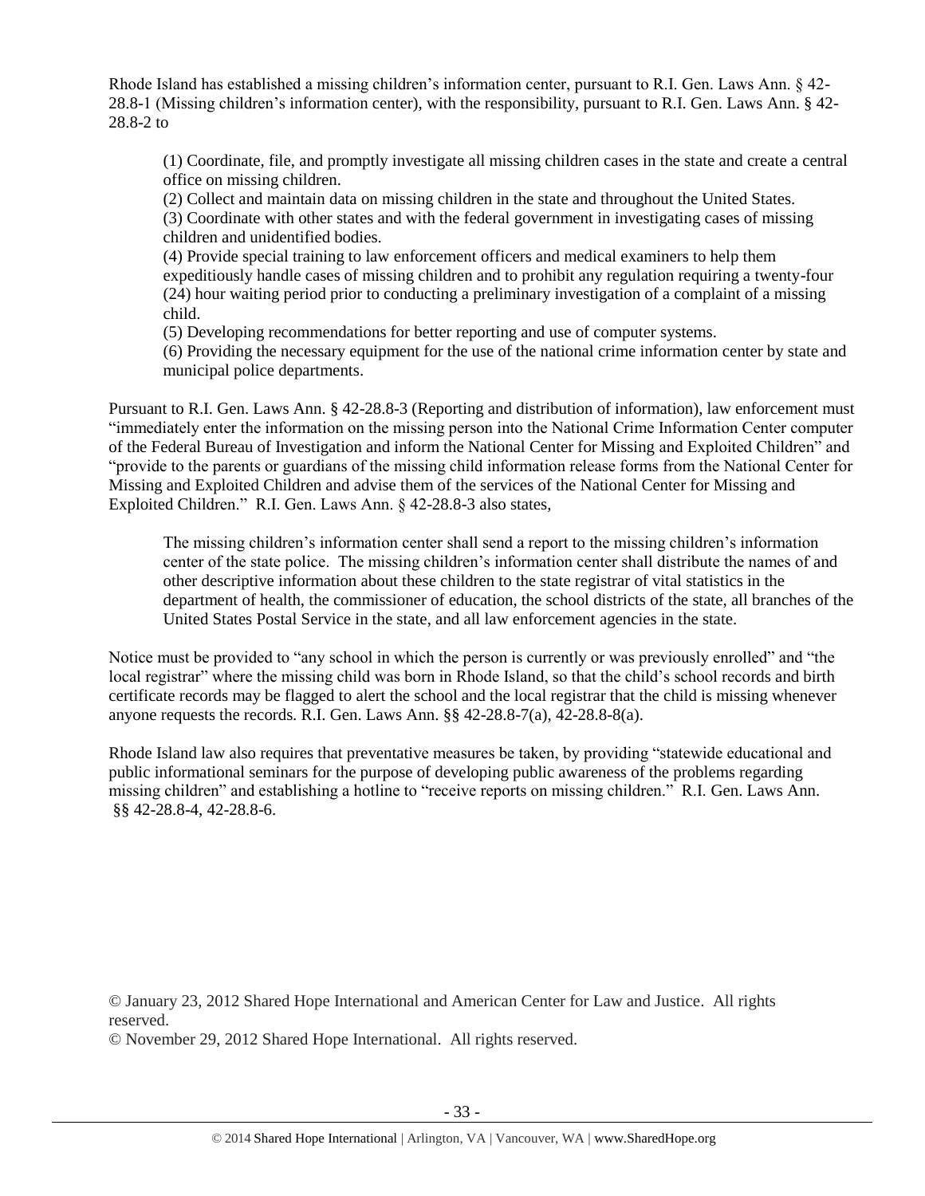Rhode Island has established a missing children's information center, pursuant to R.I. Gen. Laws Ann. § 42-28.8-1 (Missing children's information center), with the responsibility, pursuant to R.I. Gen. Laws Ann. § 42-28.8-2 to

> (1) Coordinate, file, and promptly investigate all missing children cases in the state and create a central office on missing children.
> (2) Collect and maintain data on missing children in the state and throughout the United States.
> (3) Coordinate with other states and with the federal government in investigating cases of missing children and unidentified bodies.
> (4) Provide special training to law enforcement officers and medical examiners to help them expeditiously handle cases of missing children and to prohibit any regulation requiring a twenty-four (24) hour waiting period prior to conducting a preliminary investigation of a complaint of a missing child.
> (5) Developing recommendations for better reporting and use of computer systems.
> (6) Providing the necessary equipment for the use of the national crime information center by state and municipal police departments.

Pursuant to R.I. Gen. Laws Ann. § 42-28.8-3 (Reporting and distribution of information), law enforcement must "immediately enter the information on the missing person into the National Crime Information Center computer of the Federal Bureau of Investigation and inform the National Center for Missing and Exploited Children" and "provide to the parents or guardians of the missing child information release forms from the National Center for Missing and Exploited Children and advise them of the services of the National Center for Missing and Exploited Children." R.I. Gen. Laws Ann. § 42-28.8-3 also states,

> The missing children's information center shall send a report to the missing children's information center of the state police. The missing children's information center shall distribute the names of and other descriptive information about these children to the state registrar of vital statistics in the department of health, the commissioner of education, the school districts of the state, all branches of the United States Postal Service in the state, and all law enforcement agencies in the state.

Notice must be provided to "any school in which the person is currently or was previously enrolled" and "the local registrar" where the missing child was born in Rhode Island, so that the child's school records and birth certificate records may be flagged to alert the school and the local registrar that the child is missing whenever anyone requests the records. R.I. Gen. Laws Ann. §§ 42-28.8-7(a), 42-28.8-8(a).

Rhode Island law also requires that preventative measures be taken, by providing "statewide educational and public informational seminars for the purpose of developing public awareness of the problems regarding missing children" and establishing a hotline to "receive reports on missing children." R.I. Gen. Laws Ann. §§ 42-28.8-4, 42-28.8-6.

© January 23, 2012 Shared Hope International and American Center for Law and Justice. All rights reserved.
© November 29, 2012 Shared Hope International. All rights reserved.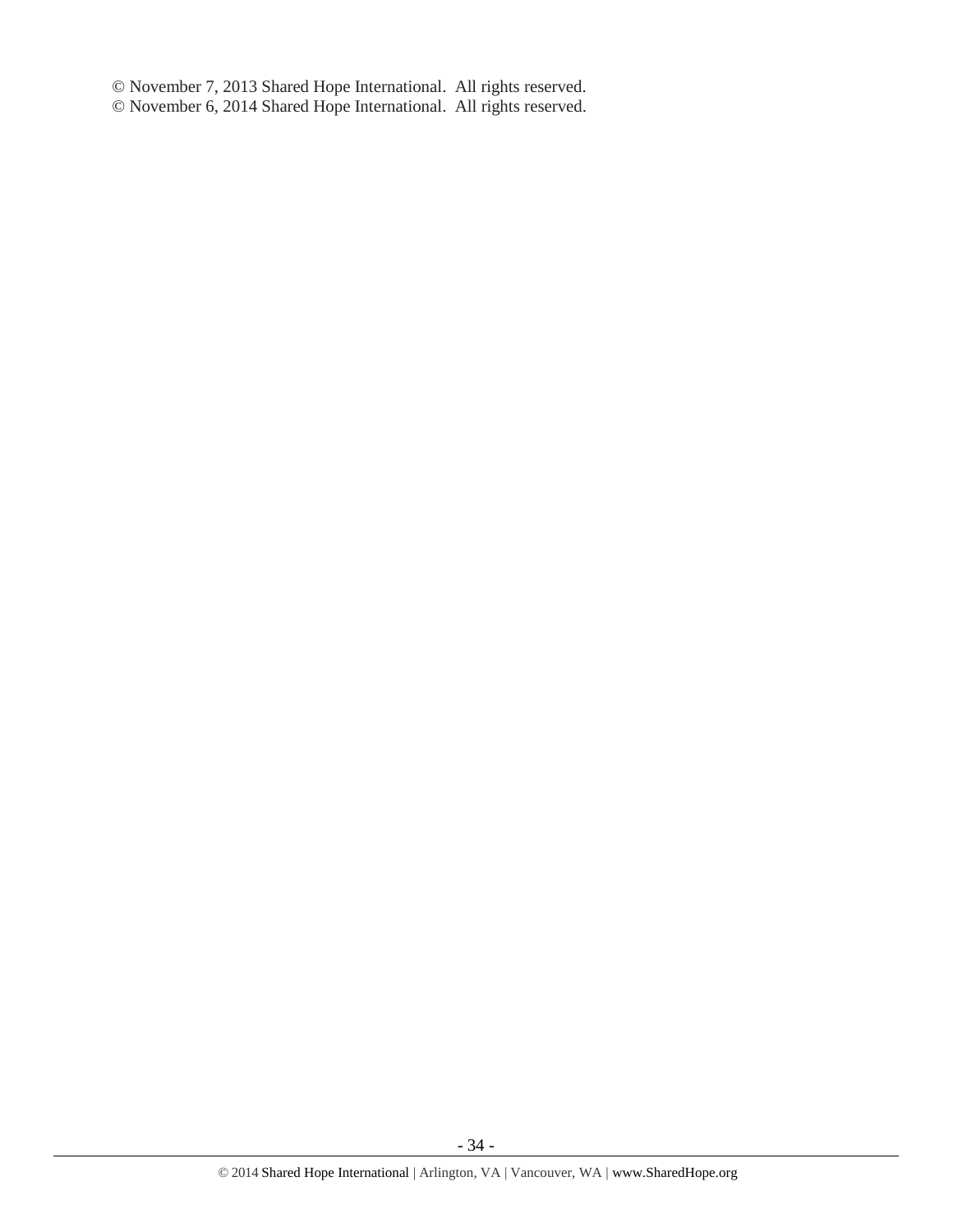© November 7, 2013 Shared Hope International. All rights reserved.
© November 6, 2014 Shared Hope International. All rights reserved.